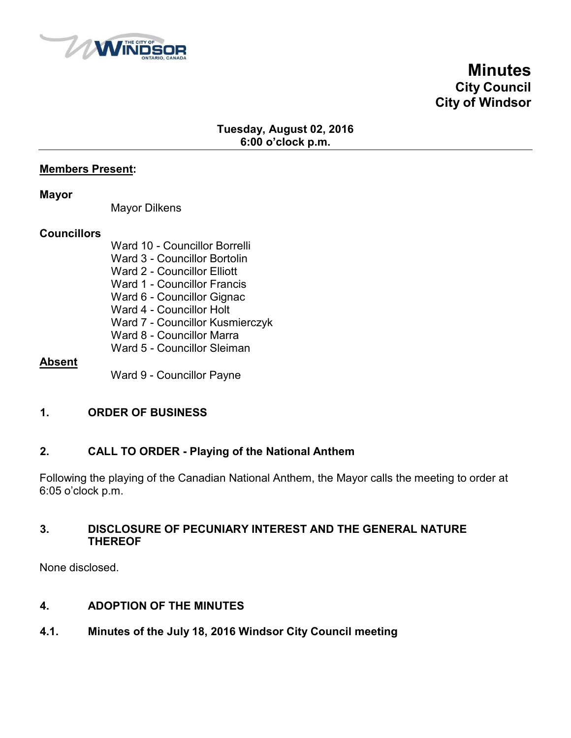# Minutes
## City Council
## City of Windsor

**Tuesday, August 02, 2016**
**6:00 o'clock p.m.**

---

**Members Present:**

**Mayor**

Mayor Dilkens

**Councillors**

Ward 10 - Councillor Borrelli
Ward 3 - Councillor Bortolin
Ward 2 - Councillor Elliott
Ward 1 - Councillor Francis
Ward 6 - Councillor Gignac
Ward 4 - Councillor Holt
Ward 7 - Councillor Kusmierczyk
Ward 8 - Councillor Marra
Ward 5 - Councillor Sleiman

**Absent**

Ward 9 - Councillor Payne

## 1. ORDER OF BUSINESS

## 2. CALL TO ORDER - Playing of the National Anthem

Following the playing of the Canadian National Anthem, the Mayor calls the meeting to order at 6:05 o'clock p.m.

## 3. DISCLOSURE OF PECUNIARY INTEREST AND THE GENERAL NATURE THEREOF

None disclosed.

## 4. ADOPTION OF THE MINUTES

### 4.1. Minutes of the July 18, 2016 Windsor City Council meeting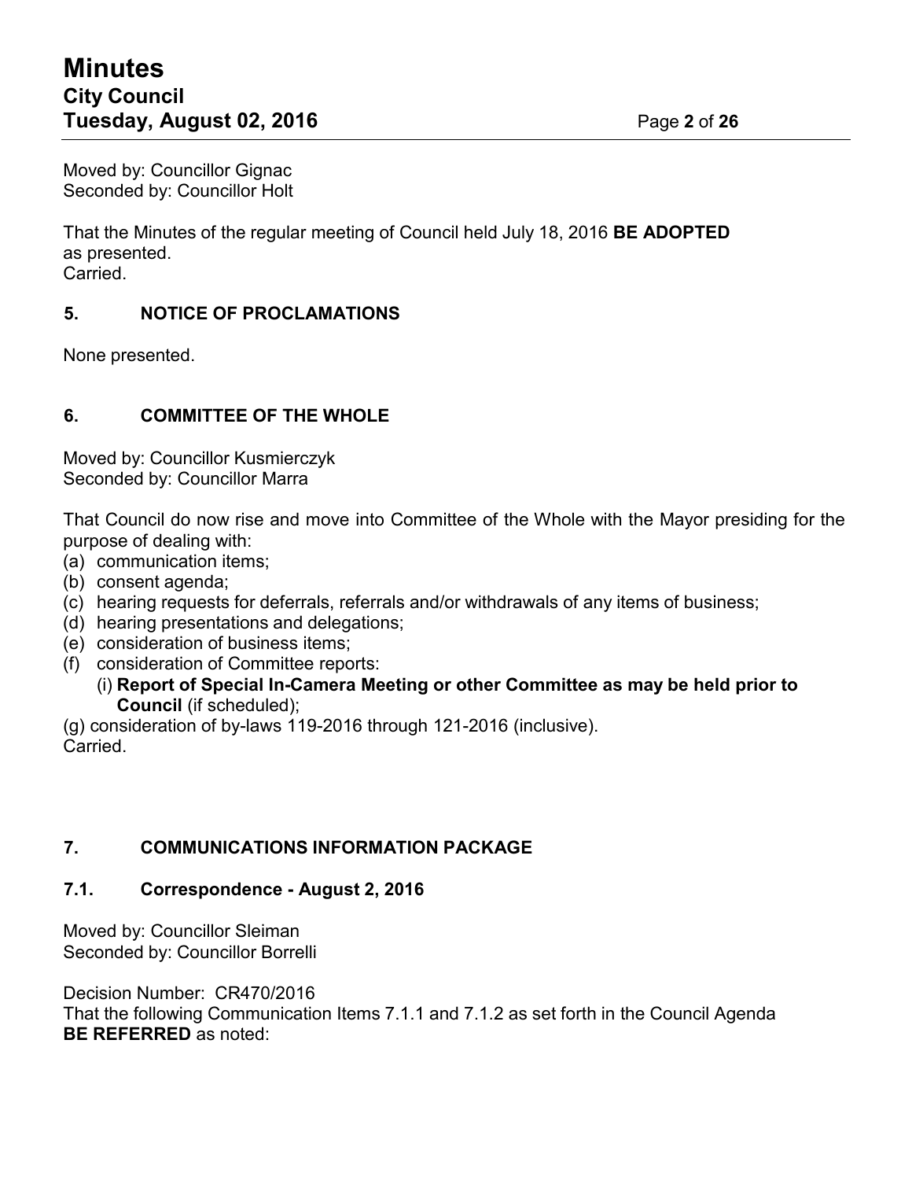Moved by: Councillor Gignac
Seconded by: Councillor Holt

That the Minutes of the regular meeting of Council held July 18, 2016 **BE ADOPTED** as presented.
Carried.

## 5. NOTICE OF PROCLAMATIONS

None presented.

## 6. COMMITTEE OF THE WHOLE

Moved by: Councillor Kusmierczyk
Seconded by: Councillor Marra

That Council do now rise and move into Committee of the Whole with the Mayor presiding for the purpose of dealing with:

(a) communication items;
(b) consent agenda;
(c) hearing requests for deferrals, referrals and/or withdrawals of any items of business;
(d) hearing presentations and delegations;
(e) consideration of business items;
(f) consideration of Committee reports:
  (i) **Report of Special In-Camera Meeting or other Committee as may be held prior to Council** (if scheduled);
(g) consideration of by-laws 119-2016 through 121-2016 (inclusive).

Carried.

## 7. COMMUNICATIONS INFORMATION PACKAGE

### 7.1. Correspondence - August 2, 2016

Moved by: Councillor Sleiman
Seconded by: Councillor Borrelli

Decision Number: CR470/2016
That the following Communication Items 7.1.1 and 7.1.2 as set forth in the Council Agenda **BE REFERRED** as noted: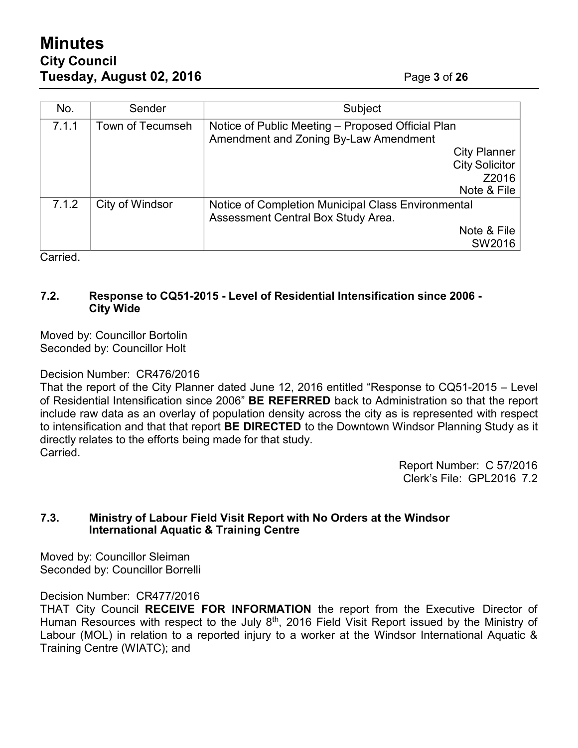| No. | Sender | Subject |
| --- | --- | --- |
| 7.1.1 | Town of Tecumseh | Notice of Public Meeting – Proposed Official Plan Amendment and Zoning By-Law Amendment<br>City Planner<br>City Solicitor<br>Z2016<br>Note & File |
| 7.1.2 | City of Windsor | Notice of Completion Municipal Class Environmental Assessment Central Box Study Area.<br>Note & File<br>SW2016 |

Carried.

### 7.2. Response to CQ51-2015 - Level of Residential Intensification since 2006 - City Wide

Moved by: Councillor Bortolin
Seconded by: Councillor Holt

Decision Number: CR476/2016
That the report of the City Planner dated June 12, 2016 entitled "Response to CQ51-2015 – Level of Residential Intensification since 2006" **BE REFERRED** back to Administration so that the report include raw data as an overlay of population density across the city as is represented with respect to intensification and that that report **BE DIRECTED** to the Downtown Windsor Planning Study as it directly relates to the efforts being made for that study.
Carried.

Report Number: C 57/2016
Clerk's File: GPL2016 7.2

### 7.3. Ministry of Labour Field Visit Report with No Orders at the Windsor International Aquatic & Training Centre

Moved by: Councillor Sleiman
Seconded by: Councillor Borrelli

Decision Number: CR477/2016
THAT City Council **RECEIVE FOR INFORMATION** the report from the Executive Director of Human Resources with respect to the July 8th, 2016 Field Visit Report issued by the Ministry of Labour (MOL) in relation to a reported injury to a worker at the Windsor International Aquatic & Training Centre (WIATC); and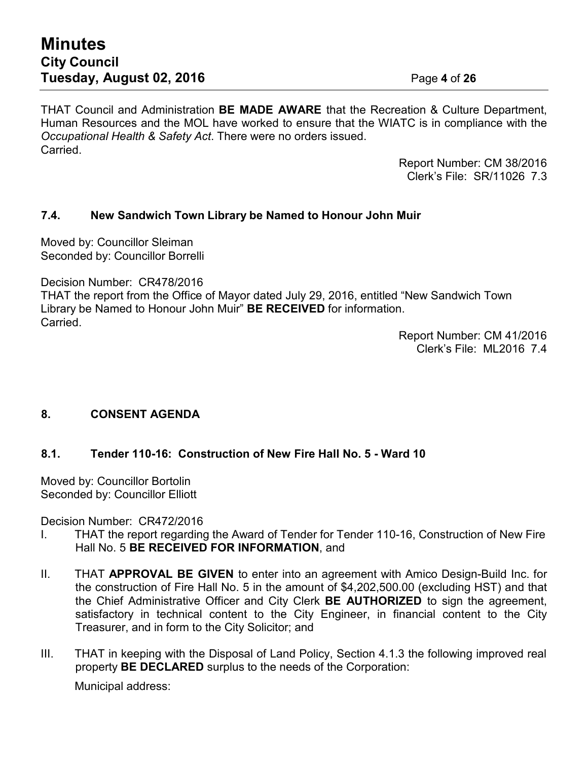THAT Council and Administration **BE MADE AWARE** that the Recreation & Culture Department, Human Resources and the MOL have worked to ensure that the WIATC is in compliance with the *Occupational Health & Safety Act*. There were no orders issued.
Carried.

Report Number: CM 38/2016
Clerk's File: SR/11026 7.3

### 7.4. New Sandwich Town Library be Named to Honour John Muir

Moved by: Councillor Sleiman
Seconded by: Councillor Borrelli

Decision Number: CR478/2016
THAT the report from the Office of Mayor dated July 29, 2016, entitled "New Sandwich Town Library be Named to Honour John Muir" **BE RECEIVED** for information.
Carried.

Report Number: CM 41/2016
Clerk's File: ML2016 7.4

## 8. CONSENT AGENDA

### 8.1. Tender 110-16: Construction of New Fire Hall No. 5 - Ward 10

Moved by: Councillor Bortolin
Seconded by: Councillor Elliott

Decision Number: CR472/2016

I. THAT the report regarding the Award of Tender for Tender 110-16, Construction of New Fire Hall No. 5 **BE RECEIVED FOR INFORMATION**, and

II. THAT **APPROVAL BE GIVEN** to enter into an agreement with Amico Design-Build Inc. for the construction of Fire Hall No. 5 in the amount of $4,202,500.00 (excluding HST) and that the Chief Administrative Officer and City Clerk **BE AUTHORIZED** to sign the agreement, satisfactory in technical content to the City Engineer, in financial content to the City Treasurer, and in form to the City Solicitor; and

III. THAT in keeping with the Disposal of Land Policy, Section 4.1.3 the following improved real property **BE DECLARED** surplus to the needs of the Corporation:

Municipal address: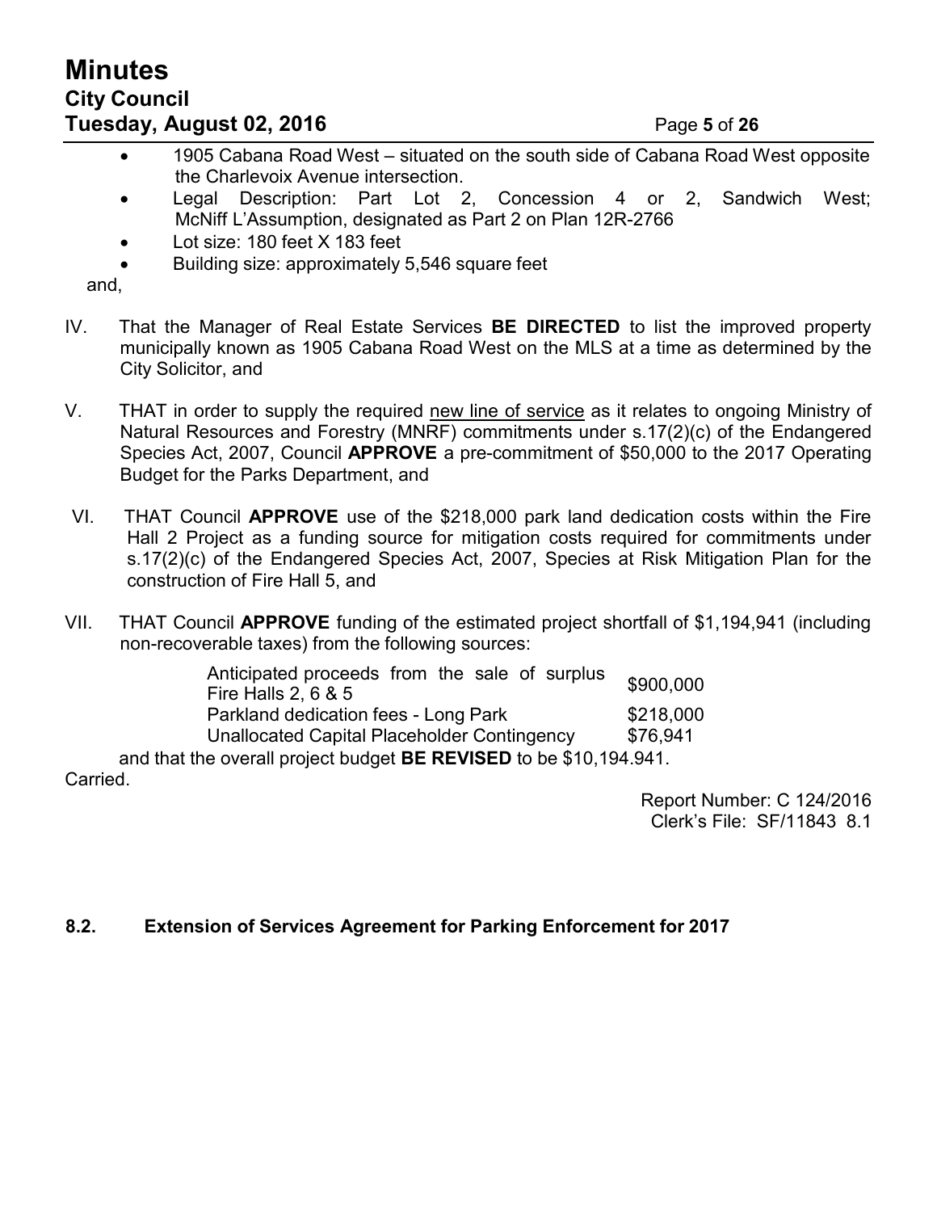- 1905 Cabana Road West – situated on the south side of Cabana Road West opposite the Charlevoix Avenue intersection.
- Legal Description: Part Lot 2, Concession 4 or 2, Sandwich West; McNiff L'Assumption, designated as Part 2 on Plan 12R-2766
- Lot size: 180 feet X 183 feet
- Building size: approximately 5,546 square feet

and,

IV. That the Manager of Real Estate Services **BE DIRECTED** to list the improved property municipally known as 1905 Cabana Road West on the MLS at a time as determined by the City Solicitor, and

V. THAT in order to supply the required <u>new line of service</u> as it relates to ongoing Ministry of Natural Resources and Forestry (MNRF) commitments under s.17(2)(c) of the Endangered Species Act, 2007, Council **APPROVE** a pre-commitment of $50,000 to the 2017 Operating Budget for the Parks Department, and

VI. THAT Council **APPROVE** use of the $218,000 park land dedication costs within the Fire Hall 2 Project as a funding source for mitigation costs required for commitments under s.17(2)(c) of the Endangered Species Act, 2007, Species at Risk Mitigation Plan for the construction of Fire Hall 5, and

VII. THAT Council **APPROVE** funding of the estimated project shortfall of $1,194,941 (including non-recoverable taxes) from the following sources:

| | |
|---|---|
| Anticipated proceeds from the sale of surplus Fire Halls 2, 6 & 5 | $900,000 |
| Parkland dedication fees - Long Park | $218,000 |
| Unallocated Capital Placeholder Contingency | $76,941 |

and that the overall project budget **BE REVISED** to be $10,194.941.

Carried.

Report Number: C 124/2016
Clerk's File: SF/11843 8.1

### 8.2. Extension of Services Agreement for Parking Enforcement for 2017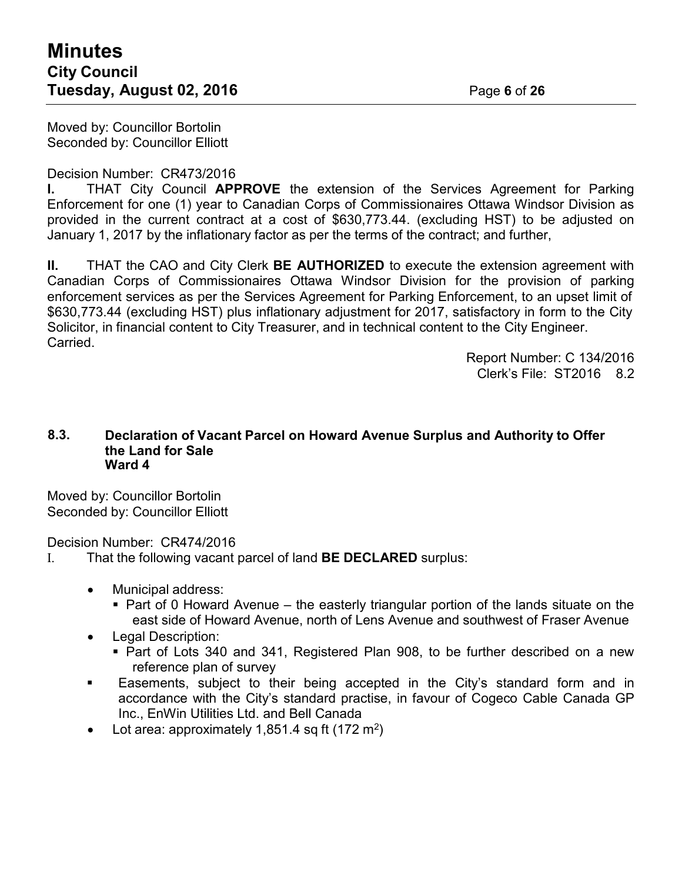Moved by: Councillor Bortolin
Seconded by: Councillor Elliott

Decision Number: CR473/2016

**I.** THAT City Council **APPROVE** the extension of the Services Agreement for Parking Enforcement for one (1) year to Canadian Corps of Commissionaires Ottawa Windsor Division as provided in the current contract at a cost of $630,773.44. (excluding HST) to be adjusted on January 1, 2017 by the inflationary factor as per the terms of the contract; and further,

**II.** THAT the CAO and City Clerk **BE AUTHORIZED** to execute the extension agreement with Canadian Corps of Commissionaires Ottawa Windsor Division for the provision of parking enforcement services as per the Services Agreement for Parking Enforcement, to an upset limit of $630,773.44 (excluding HST) plus inflationary adjustment for 2017, satisfactory in form to the City Solicitor, in financial content to City Treasurer, and in technical content to the City Engineer.
Carried.

Report Number: C 134/2016
Clerk's File: ST2016 8.2

### 8.3. Declaration of Vacant Parcel on Howard Avenue Surplus and Authority to Offer the Land for Sale
**Ward 4**

Moved by: Councillor Bortolin
Seconded by: Councillor Elliott

Decision Number: CR474/2016

I. That the following vacant parcel of land **BE DECLARED** surplus:

- Municipal address:
  - Part of 0 Howard Avenue – the easterly triangular portion of the lands situate on the east side of Howard Avenue, north of Lens Avenue and southwest of Fraser Avenue
- Legal Description:
  - Part of Lots 340 and 341, Registered Plan 908, to be further described on a new reference plan of survey
  - Easements, subject to their being accepted in the City's standard form and in accordance with the City's standard practise, in favour of Cogeco Cable Canada GP Inc., EnWin Utilities Ltd. and Bell Canada
- Lot area: approximately 1,851.4 sq ft (172 $m^2$)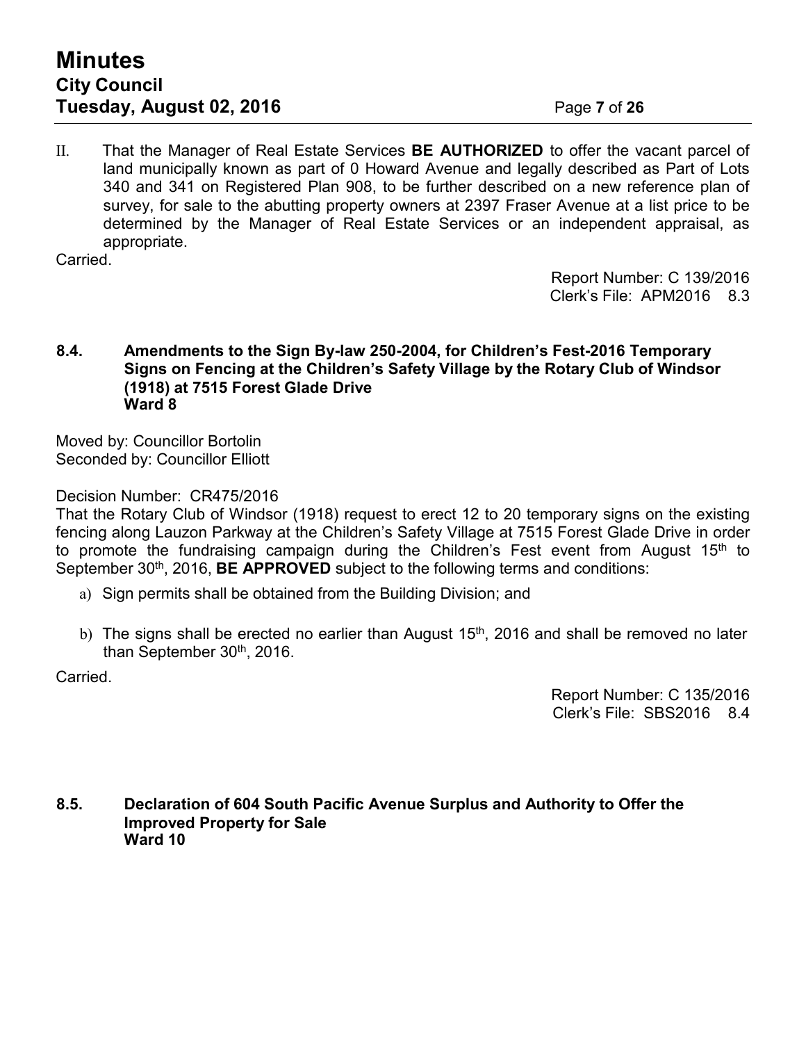II. That the Manager of Real Estate Services **BE AUTHORIZED** to offer the vacant parcel of land municipally known as part of 0 Howard Avenue and legally described as Part of Lots 340 and 341 on Registered Plan 908, to be further described on a new reference plan of survey, for sale to the abutting property owners at 2397 Fraser Avenue at a list price to be determined by the Manager of Real Estate Services or an independent appraisal, as appropriate.

Carried.

Report Number: C 139/2016
Clerk's File: APM2016 8.3

### 8.4. Amendments to the Sign By-law 250-2004, for Children's Fest-2016 Temporary Signs on Fencing at the Children's Safety Village by the Rotary Club of Windsor (1918) at 7515 Forest Glade Drive
**Ward 8**

Moved by: Councillor Bortolin
Seconded by: Councillor Elliott

Decision Number: CR475/2016
That the Rotary Club of Windsor (1918) request to erect 12 to 20 temporary signs on the existing fencing along Lauzon Parkway at the Children's Safety Village at 7515 Forest Glade Drive in order to promote the fundraising campaign during the Children's Fest event from August 15th to September 30th, 2016, **BE APPROVED** subject to the following terms and conditions:

a) Sign permits shall be obtained from the Building Division; and

b) The signs shall be erected no earlier than August 15th, 2016 and shall be removed no later than September 30th, 2016.

Carried.

Report Number: C 135/2016
Clerk's File: SBS2016 8.4

### 8.5. Declaration of 604 South Pacific Avenue Surplus and Authority to Offer the Improved Property for Sale
**Ward 10**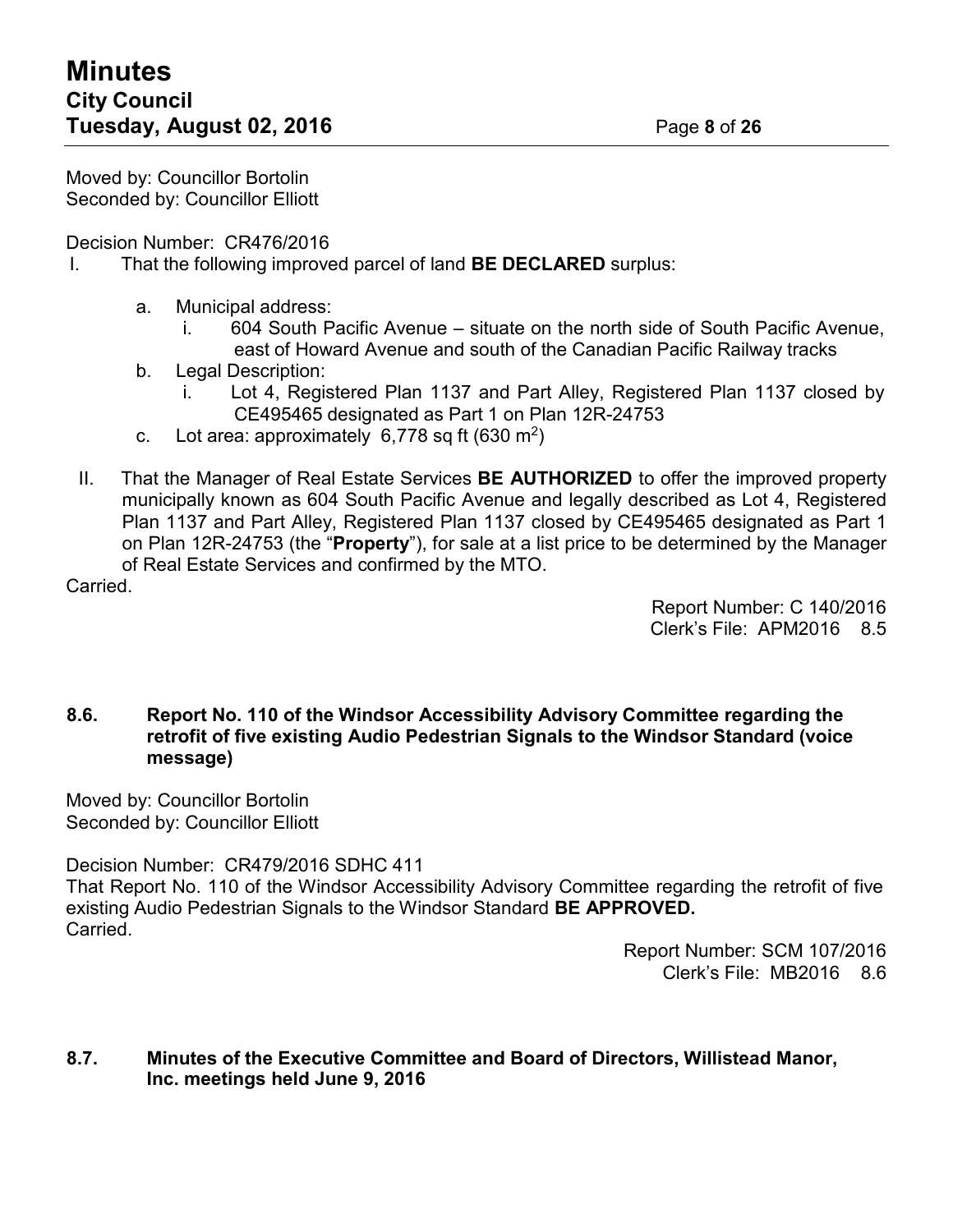Moved by: Councillor Bortolin
Seconded by: Councillor Elliott

Decision Number: CR476/2016

I. That the following improved parcel of land **BE DECLARED** surplus:

   a. Municipal address:
      i. 604 South Pacific Avenue – situate on the north side of South Pacific Avenue, east of Howard Avenue and south of the Canadian Pacific Railway tracks
   b. Legal Description:
      i. Lot 4, Registered Plan 1137 and Part Alley, Registered Plan 1137 closed by CE495465 designated as Part 1 on Plan 12R-24753
   c. Lot area: approximately 6,778 sq ft (630 $m^2$)

II. That the Manager of Real Estate Services **BE AUTHORIZED** to offer the improved property municipally known as 604 South Pacific Avenue and legally described as Lot 4, Registered Plan 1137 and Part Alley, Registered Plan 1137 closed by CE495465 designated as Part 1 on Plan 12R-24753 (the "**Property**"), for sale at a list price to be determined by the Manager of Real Estate Services and confirmed by the MTO.

Carried.

Report Number: C 140/2016
Clerk's File: APM2016 8.5

### 8.6. Report No. 110 of the Windsor Accessibility Advisory Committee regarding the retrofit of five existing Audio Pedestrian Signals to the Windsor Standard (voice message)

Moved by: Councillor Bortolin
Seconded by: Councillor Elliott

Decision Number: CR479/2016 SDHC 411
That Report No. 110 of the Windsor Accessibility Advisory Committee regarding the retrofit of five existing Audio Pedestrian Signals to the Windsor Standard **BE APPROVED.**
Carried.

Report Number: SCM 107/2016
Clerk's File: MB2016 8.6

### 8.7. Minutes of the Executive Committee and Board of Directors, Willistead Manor, Inc. meetings held June 9, 2016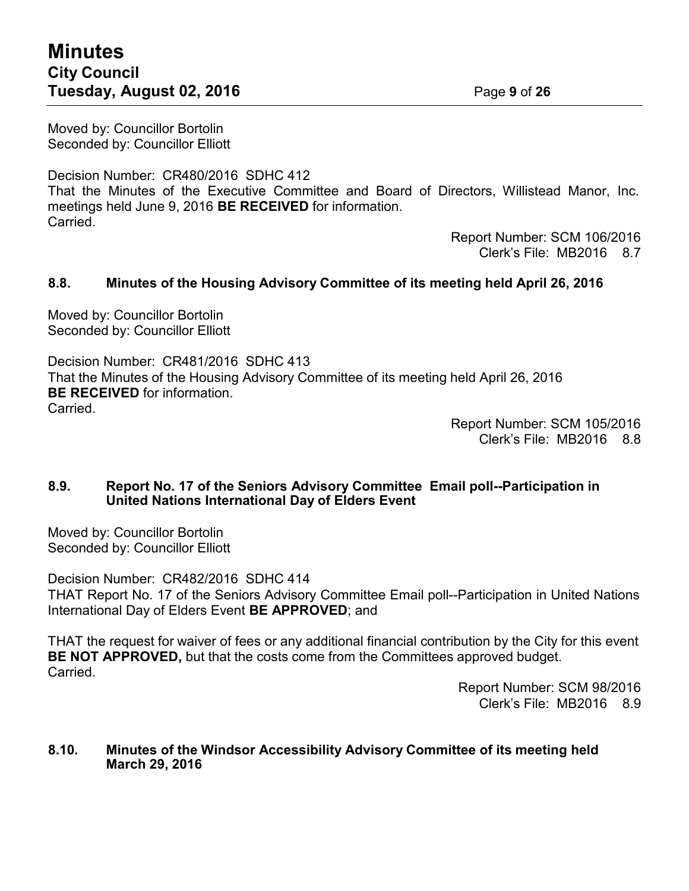Moved by: Councillor Bortolin
Seconded by: Councillor Elliott

Decision Number: CR480/2016 SDHC 412
That the Minutes of the Executive Committee and Board of Directors, Willistead Manor, Inc. meetings held June 9, 2016 **BE RECEIVED** for information.
Carried.

Report Number: SCM 106/2016
Clerk's File: MB2016 8.7

### 8.8. Minutes of the Housing Advisory Committee of its meeting held April 26, 2016

Moved by: Councillor Bortolin
Seconded by: Councillor Elliott

Decision Number: CR481/2016 SDHC 413
That the Minutes of the Housing Advisory Committee of its meeting held April 26, 2016 **BE RECEIVED** for information.
Carried.

Report Number: SCM 105/2016
Clerk's File: MB2016 8.8

### 8.9. Report No. 17 of the Seniors Advisory Committee Email poll--Participation in United Nations International Day of Elders Event

Moved by: Councillor Bortolin
Seconded by: Councillor Elliott

Decision Number: CR482/2016 SDHC 414
THAT Report No. 17 of the Seniors Advisory Committee Email poll--Participation in United Nations International Day of Elders Event **BE APPROVED**; and

THAT the request for waiver of fees or any additional financial contribution by the City for this event **BE NOT APPROVED,** but that the costs come from the Committees approved budget.
Carried.

Report Number: SCM 98/2016
Clerk's File: MB2016 8.9

### 8.10. Minutes of the Windsor Accessibility Advisory Committee of its meeting held March 29, 2016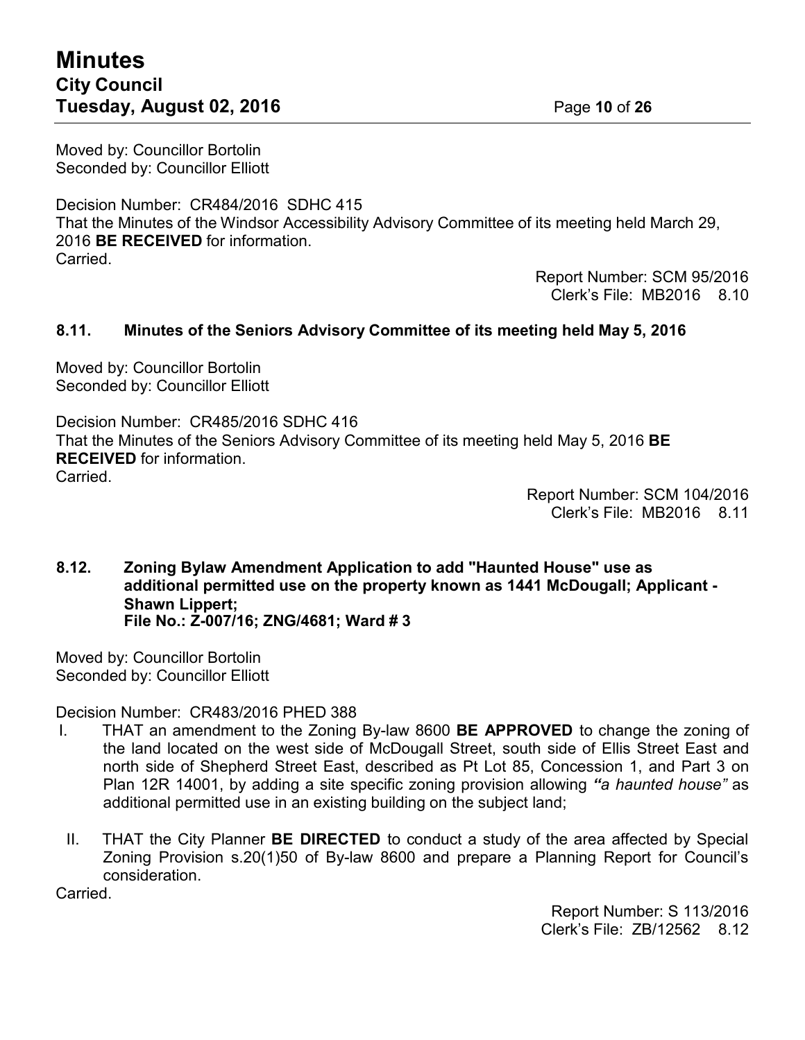Moved by: Councillor Bortolin
Seconded by: Councillor Elliott

Decision Number: CR484/2016 SDHC 415
That the Minutes of the Windsor Accessibility Advisory Committee of its meeting held March 29, 2016 **BE RECEIVED** for information.
Carried.

Report Number: SCM 95/2016
Clerk's File: MB2016 8.10

### 8.11. Minutes of the Seniors Advisory Committee of its meeting held May 5, 2016

Moved by: Councillor Bortolin
Seconded by: Councillor Elliott

Decision Number: CR485/2016 SDHC 416
That the Minutes of the Seniors Advisory Committee of its meeting held May 5, 2016 **BE RECEIVED** for information.
Carried.

Report Number: SCM 104/2016
Clerk's File: MB2016 8.11

### 8.12. Zoning Bylaw Amendment Application to add "Haunted House" use as additional permitted use on the property known as 1441 McDougall; Applicant - Shawn Lippert; File No.: Z-007/16; ZNG/4681; Ward # 3

Moved by: Councillor Bortolin
Seconded by: Councillor Elliott

Decision Number: CR483/2016 PHED 388

I. THAT an amendment to the Zoning By-law 8600 **BE APPROVED** to change the zoning of the land located on the west side of McDougall Street, south side of Ellis Street East and north side of Shepherd Street East, described as Pt Lot 85, Concession 1, and Part 3 on Plan 12R 14001, by adding a site specific zoning provision allowing ***"a haunted house"*** as additional permitted use in an existing building on the subject land;

II. THAT the City Planner **BE DIRECTED** to conduct a study of the area affected by Special Zoning Provision s.20(1)50 of By-law 8600 and prepare a Planning Report for Council's consideration.

Carried.

Report Number: S 113/2016
Clerk's File: ZB/12562 8.12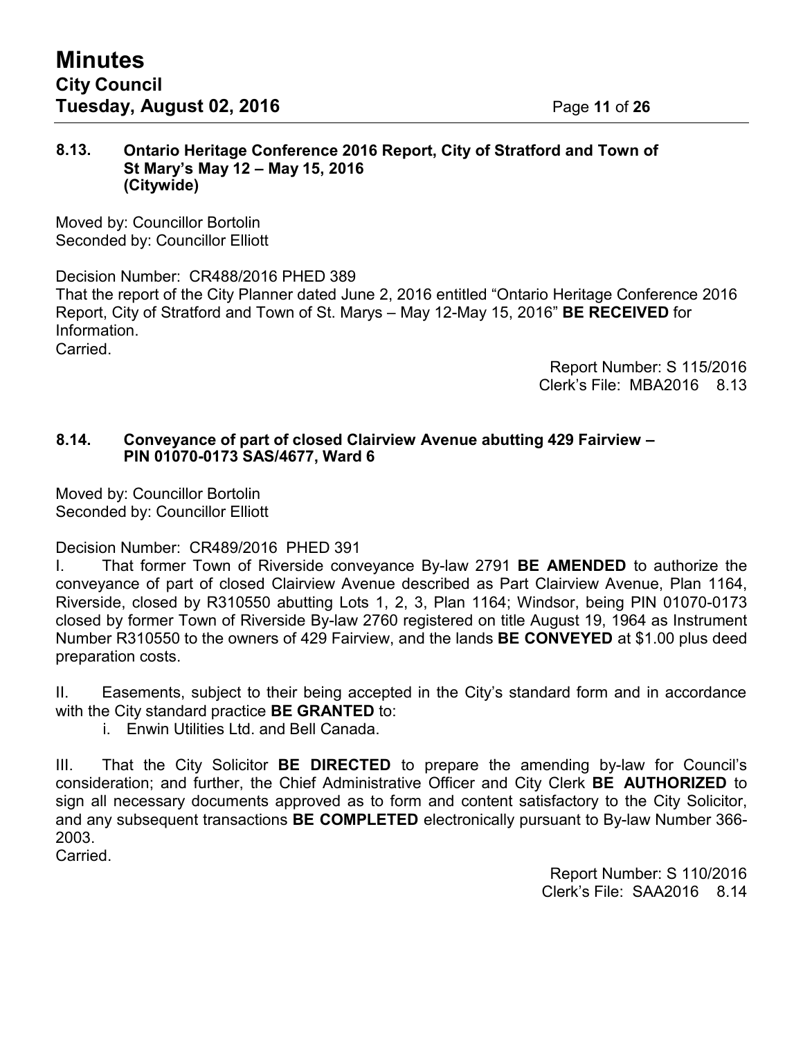### 8.13. Ontario Heritage Conference 2016 Report, City of Stratford and Town of St Mary's May 12 – May 15, 2016 (Citywide)

Moved by: Councillor Bortolin
Seconded by: Councillor Elliott

Decision Number: CR488/2016 PHED 389
That the report of the City Planner dated June 2, 2016 entitled "Ontario Heritage Conference 2016 Report, City of Stratford and Town of St. Marys – May 12-May 15, 2016" **BE RECEIVED** for Information.
Carried.

Report Number: S 115/2016
Clerk's File: MBA2016 8.13

### 8.14. Conveyance of part of closed Clairview Avenue abutting 429 Fairview – PIN 01070-0173 SAS/4677, Ward 6

Moved by: Councillor Bortolin
Seconded by: Councillor Elliott

Decision Number: CR489/2016 PHED 391

I. That former Town of Riverside conveyance By-law 2791 **BE AMENDED** to authorize the conveyance of part of closed Clairview Avenue described as Part Clairview Avenue, Plan 1164, Riverside, closed by R310550 abutting Lots 1, 2, 3, Plan 1164; Windsor, being PIN 01070-0173 closed by former Town of Riverside By-law 2760 registered on title August 19, 1964 as Instrument Number R310550 to the owners of 429 Fairview, and the lands **BE CONVEYED** at $1.00 plus deed preparation costs.

II. Easements, subject to their being accepted in the City's standard form and in accordance with the City standard practice **BE GRANTED** to:

i. Enwin Utilities Ltd. and Bell Canada.

III. That the City Solicitor **BE DIRECTED** to prepare the amending by-law for Council's consideration; and further, the Chief Administrative Officer and City Clerk **BE AUTHORIZED** to sign all necessary documents approved as to form and content satisfactory to the City Solicitor, and any subsequent transactions **BE COMPLETED** electronically pursuant to By-law Number 366-2003.
Carried.

Report Number: S 110/2016
Clerk's File: SAA2016 8.14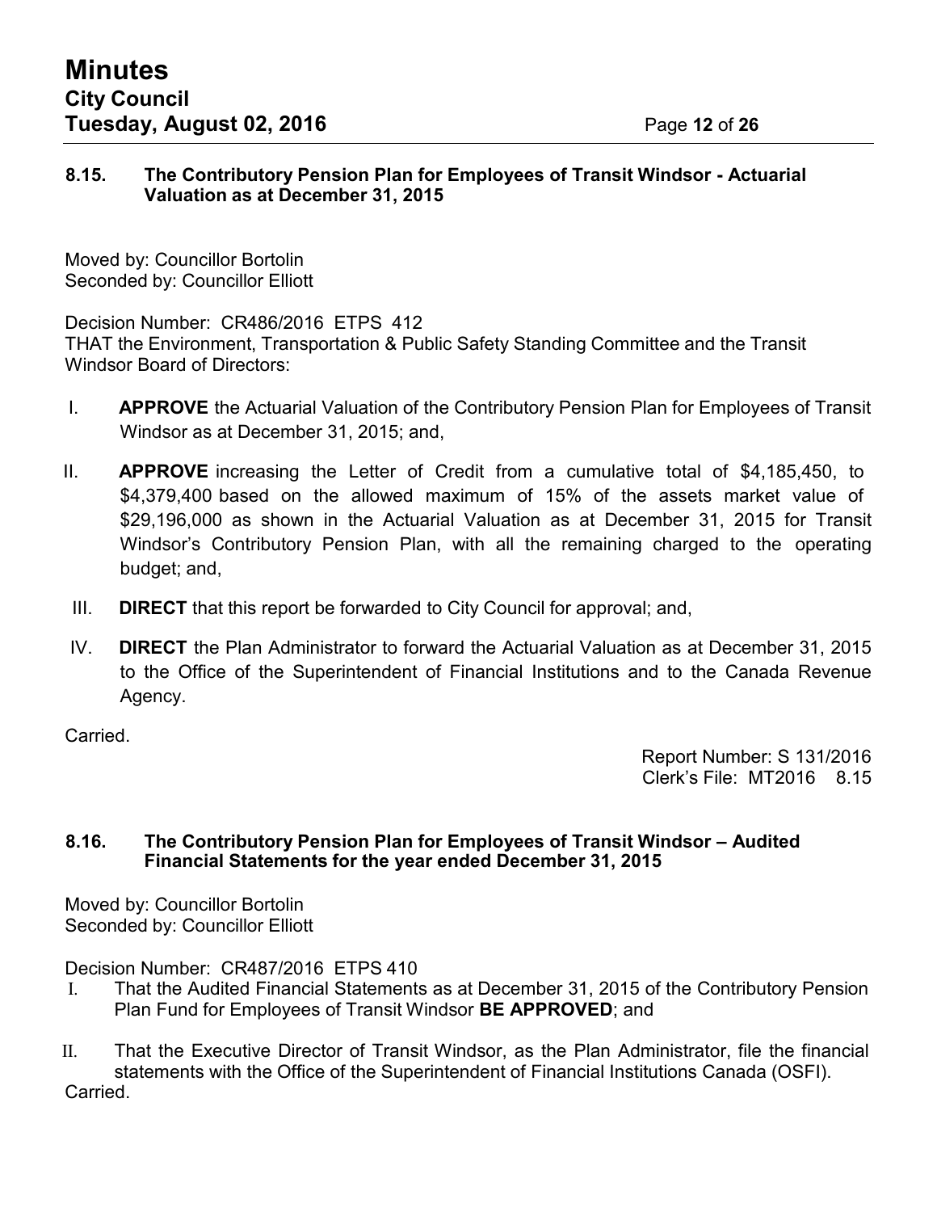### 8.15. The Contributory Pension Plan for Employees of Transit Windsor - Actuarial Valuation as at December 31, 2015

Moved by: Councillor Bortolin
Seconded by: Councillor Elliott

Decision Number: CR486/2016 ETPS 412
THAT the Environment, Transportation & Public Safety Standing Committee and the Transit Windsor Board of Directors:

I. **APPROVE** the Actuarial Valuation of the Contributory Pension Plan for Employees of Transit Windsor as at December 31, 2015; and,

II. **APPROVE** increasing the Letter of Credit from a cumulative total of $4,185,450, to $4,379,400 based on the allowed maximum of 15% of the assets market value of $29,196,000 as shown in the Actuarial Valuation as at December 31, 2015 for Transit Windsor's Contributory Pension Plan, with all the remaining charged to the operating budget; and,

III. **DIRECT** that this report be forwarded to City Council for approval; and,

IV. **DIRECT** the Plan Administrator to forward the Actuarial Valuation as at December 31, 2015 to the Office of the Superintendent of Financial Institutions and to the Canada Revenue Agency.

Carried.

Report Number: S 131/2016
Clerk's File: MT2016 8.15

### 8.16. The Contributory Pension Plan for Employees of Transit Windsor – Audited Financial Statements for the year ended December 31, 2015

Moved by: Councillor Bortolin
Seconded by: Councillor Elliott

Decision Number: CR487/2016 ETPS 410

I. That the Audited Financial Statements as at December 31, 2015 of the Contributory Pension Plan Fund for Employees of Transit Windsor **BE APPROVED**; and

II. That the Executive Director of Transit Windsor, as the Plan Administrator, file the financial statements with the Office of the Superintendent of Financial Institutions Canada (OSFI).

Carried.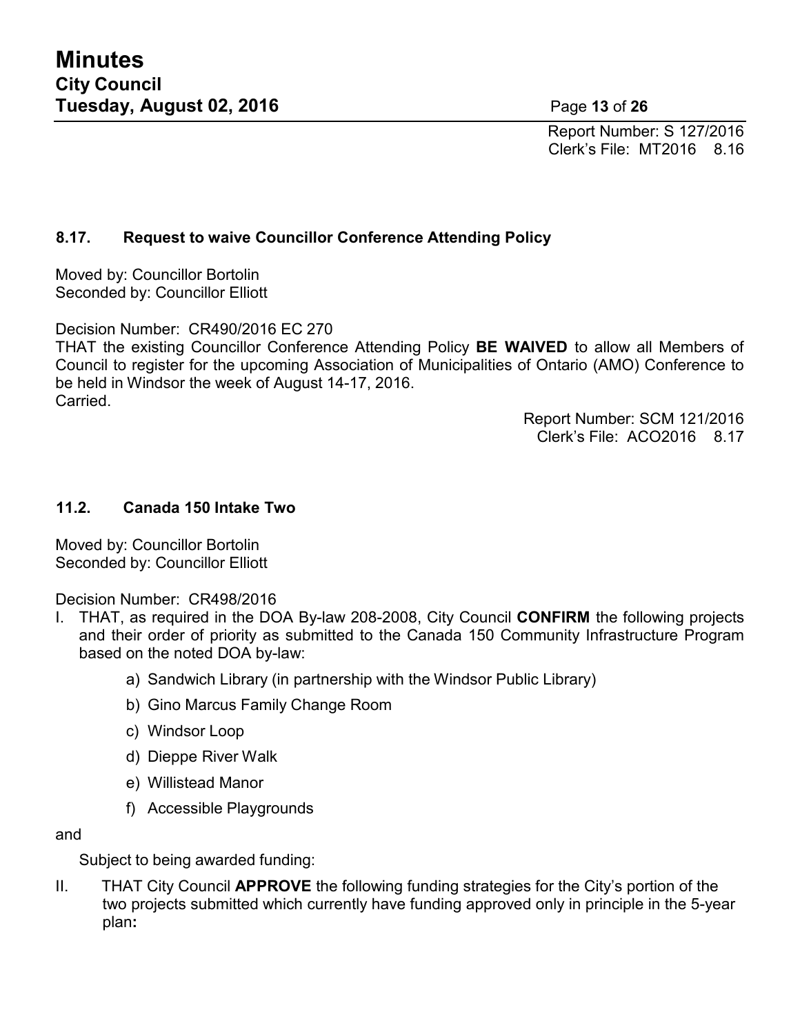Report Number: S 127/2016
Clerk's File: MT2016 8.16

### 8.17. Request to waive Councillor Conference Attending Policy

Moved by: Councillor Bortolin
Seconded by: Councillor Elliott

Decision Number: CR490/2016 EC 270
THAT the existing Councillor Conference Attending Policy **BE WAIVED** to allow all Members of Council to register for the upcoming Association of Municipalities of Ontario (AMO) Conference to be held in Windsor the week of August 14-17, 2016.
Carried.

Report Number: SCM 121/2016
Clerk's File: ACO2016 8.17

### 11.2. Canada 150 Intake Two

Moved by: Councillor Bortolin
Seconded by: Councillor Elliott

Decision Number: CR498/2016

I. THAT, as required in the DOA By-law 208-2008, City Council **CONFIRM** the following projects and their order of priority as submitted to the Canada 150 Community Infrastructure Program based on the noted DOA by-law:

   a) Sandwich Library (in partnership with the Windsor Public Library)
   b) Gino Marcus Family Change Room
   c) Windsor Loop
   d) Dieppe River Walk
   e) Willistead Manor
   f) Accessible Playgrounds

and

Subject to being awarded funding:

II. THAT City Council **APPROVE** the following funding strategies for the City's portion of the two projects submitted which currently have funding approved only in principle in the 5-year plan**:**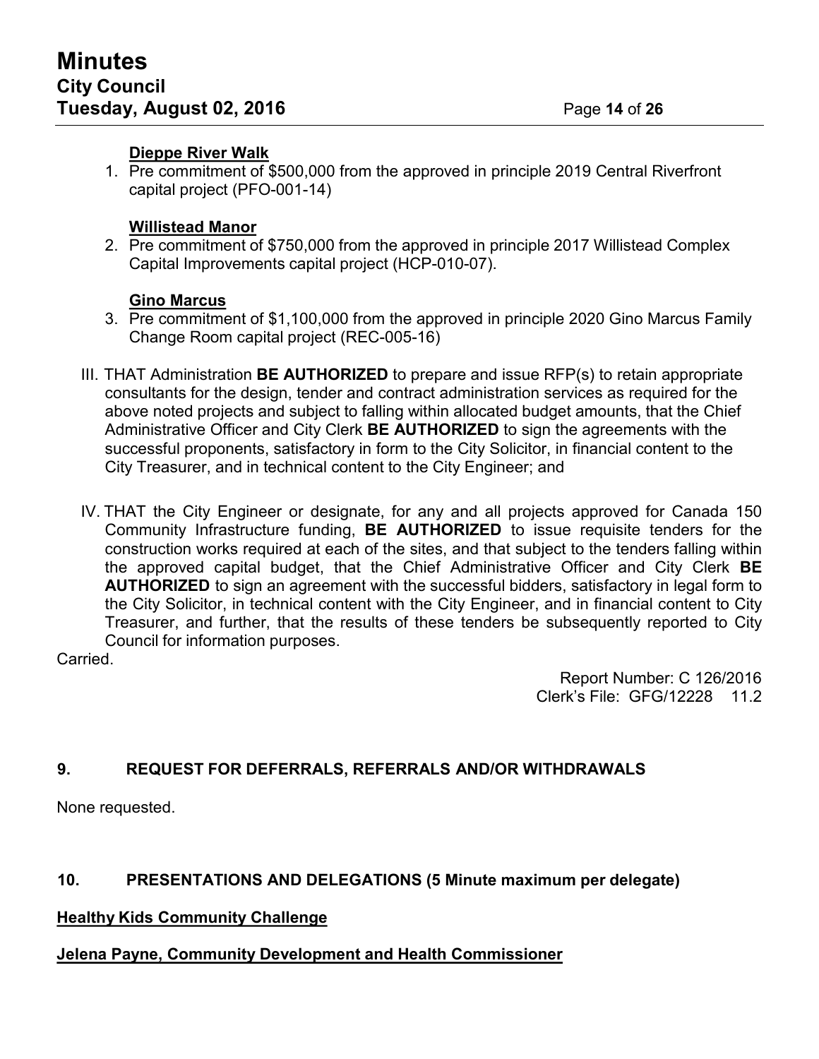**Dieppe River Walk**

1. Pre commitment of $500,000 from the approved in principle 2019 Central Riverfront capital project (PFO-001-14)

**Willistead Manor**

2. Pre commitment of $750,000 from the approved in principle 2017 Willistead Complex Capital Improvements capital project (HCP-010-07).

**Gino Marcus**

3. Pre commitment of $1,100,000 from the approved in principle 2020 Gino Marcus Family Change Room capital project (REC-005-16)

III. THAT Administration **BE AUTHORIZED** to prepare and issue RFP(s) to retain appropriate consultants for the design, tender and contract administration services as required for the above noted projects and subject to falling within allocated budget amounts, that the Chief Administrative Officer and City Clerk **BE AUTHORIZED** to sign the agreements with the successful proponents, satisfactory in form to the City Solicitor, in financial content to the City Treasurer, and in technical content to the City Engineer; and

IV. THAT the City Engineer or designate, for any and all projects approved for Canada 150 Community Infrastructure funding, **BE AUTHORIZED** to issue requisite tenders for the construction works required at each of the sites, and that subject to the tenders falling within the approved capital budget, that the Chief Administrative Officer and City Clerk **BE AUTHORIZED** to sign an agreement with the successful bidders, satisfactory in legal form to the City Solicitor, in technical content with the City Engineer, and in financial content to City Treasurer, and further, that the results of these tenders be subsequently reported to City Council for information purposes.

Carried.

Report Number: C 126/2016
Clerk's File: GFG/12228 11.2

## 9. REQUEST FOR DEFERRALS, REFERRALS AND/OR WITHDRAWALS

None requested.

## 10. PRESENTATIONS AND DELEGATIONS (5 Minute maximum per delegate)

**Healthy Kids Community Challenge**

**Jelena Payne, Community Development and Health Commissioner**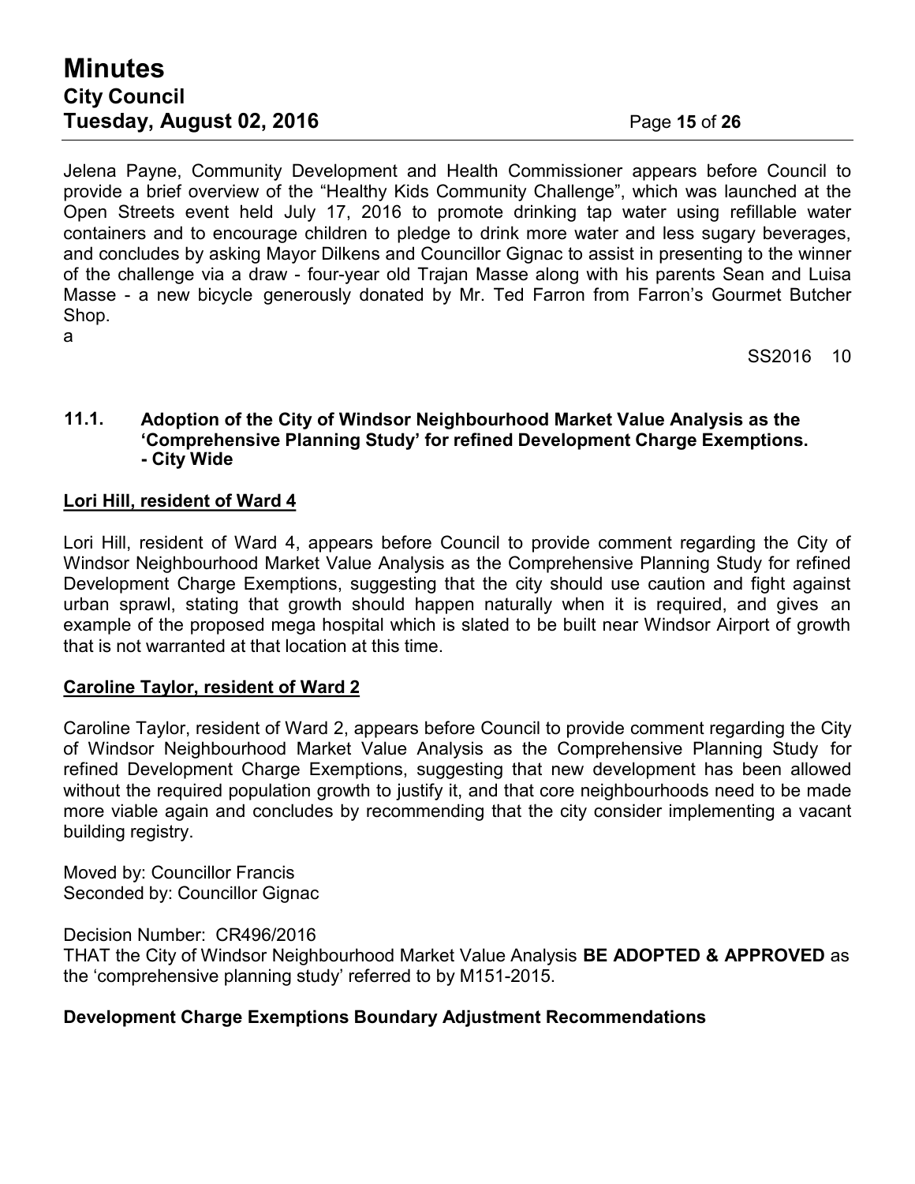Jelena Payne, Community Development and Health Commissioner appears before Council to provide a brief overview of the "Healthy Kids Community Challenge", which was launched at the Open Streets event held July 17, 2016 to promote drinking tap water using refillable water containers and to encourage children to pledge to drink more water and less sugary beverages, and concludes by asking Mayor Dilkens and Councillor Gignac to assist in presenting to the winner of the challenge via a draw - four-year old Trajan Masse along with his parents Sean and Luisa Masse - a new bicycle generously donated by Mr. Ted Farron from Farron's Gourmet Butcher Shop.
a

SS2016 10

### 11.1. Adoption of the City of Windsor Neighbourhood Market Value Analysis as the 'Comprehensive Planning Study' for refined Development Charge Exemptions. - City Wide

**Lori Hill, resident of Ward 4**

Lori Hill, resident of Ward 4, appears before Council to provide comment regarding the City of Windsor Neighbourhood Market Value Analysis as the Comprehensive Planning Study for refined Development Charge Exemptions, suggesting that the city should use caution and fight against urban sprawl, stating that growth should happen naturally when it is required, and gives an example of the proposed mega hospital which is slated to be built near Windsor Airport of growth that is not warranted at that location at this time.

**Caroline Taylor, resident of Ward 2**

Caroline Taylor, resident of Ward 2, appears before Council to provide comment regarding the City of Windsor Neighbourhood Market Value Analysis as the Comprehensive Planning Study for refined Development Charge Exemptions, suggesting that new development has been allowed without the required population growth to justify it, and that core neighbourhoods need to be made more viable again and concludes by recommending that the city consider implementing a vacant building registry.

Moved by: Councillor Francis
Seconded by: Councillor Gignac

Decision Number: CR496/2016
THAT the City of Windsor Neighbourhood Market Value Analysis **BE ADOPTED & APPROVED** as the 'comprehensive planning study' referred to by M151-2015.

**Development Charge Exemptions Boundary Adjustment Recommendations**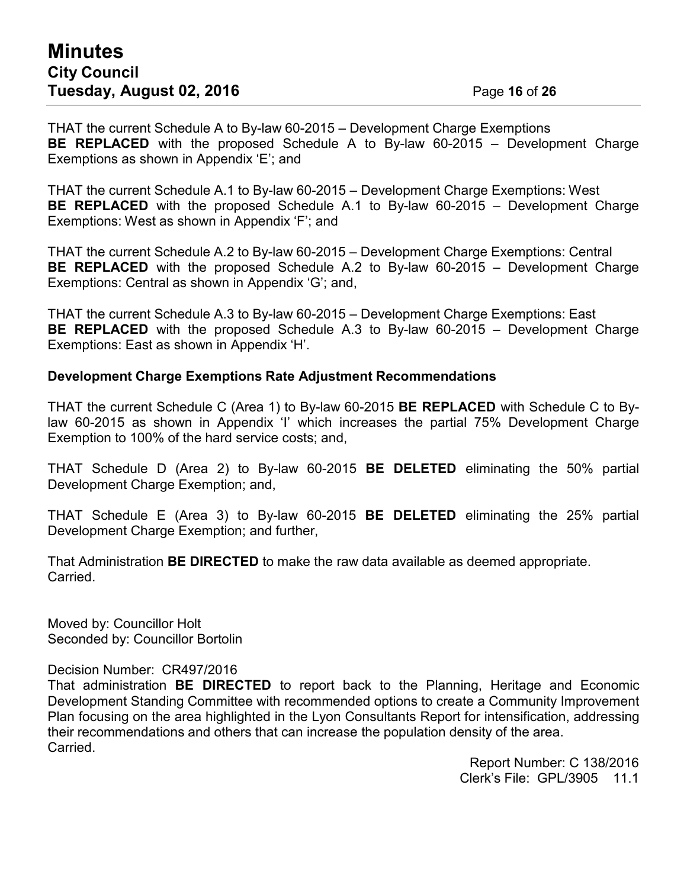THAT the current Schedule A to By-law 60-2015 – Development Charge Exemptions **BE REPLACED** with the proposed Schedule A to By-law 60-2015 – Development Charge Exemptions as shown in Appendix 'E'; and

THAT the current Schedule A.1 to By-law 60-2015 – Development Charge Exemptions: West **BE REPLACED** with the proposed Schedule A.1 to By-law 60-2015 – Development Charge Exemptions: West as shown in Appendix 'F'; and

THAT the current Schedule A.2 to By-law 60-2015 – Development Charge Exemptions: Central **BE REPLACED** with the proposed Schedule A.2 to By-law 60-2015 – Development Charge Exemptions: Central as shown in Appendix 'G'; and,

THAT the current Schedule A.3 to By-law 60-2015 – Development Charge Exemptions: East **BE REPLACED** with the proposed Schedule A.3 to By-law 60-2015 – Development Charge Exemptions: East as shown in Appendix 'H'.

**Development Charge Exemptions Rate Adjustment Recommendations**

THAT the current Schedule C (Area 1) to By-law 60-2015 **BE REPLACED** with Schedule C to By-law 60-2015 as shown in Appendix 'I' which increases the partial 75% Development Charge Exemption to 100% of the hard service costs; and,

THAT Schedule D (Area 2) to By-law 60-2015 **BE DELETED** eliminating the 50% partial Development Charge Exemption; and,

THAT Schedule E (Area 3) to By-law 60-2015 **BE DELETED** eliminating the 25% partial Development Charge Exemption; and further,

That Administration **BE DIRECTED** to make the raw data available as deemed appropriate.
Carried.

Moved by: Councillor Holt
Seconded by: Councillor Bortolin

Decision Number: CR497/2016
That administration **BE DIRECTED** to report back to the Planning, Heritage and Economic Development Standing Committee with recommended options to create a Community Improvement Plan focusing on the area highlighted in the Lyon Consultants Report for intensification, addressing their recommendations and others that can increase the population density of the area.
Carried.

Report Number: C 138/2016
Clerk's File: GPL/3905 11.1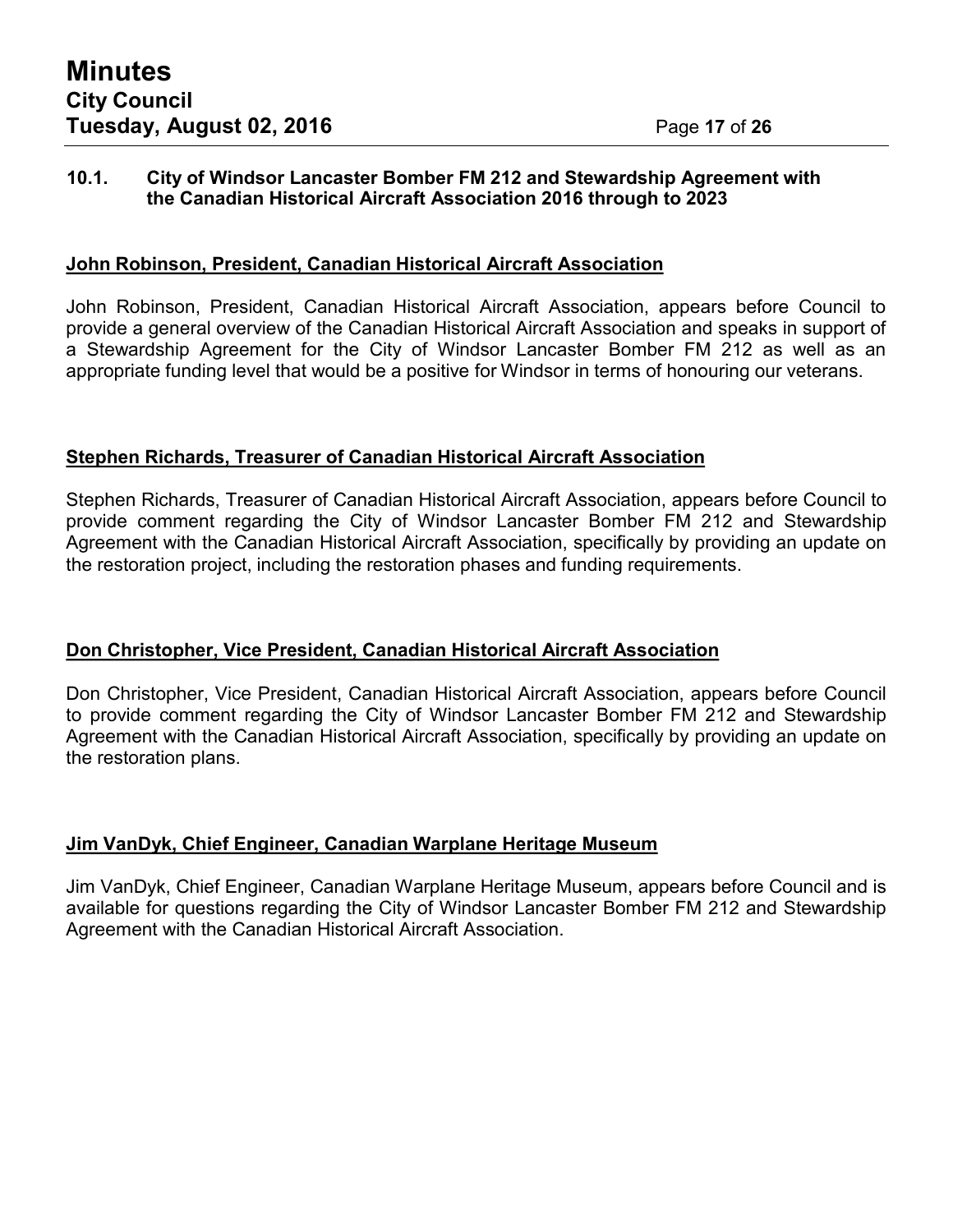### 10.1. City of Windsor Lancaster Bomber FM 212 and Stewardship Agreement with the Canadian Historical Aircraft Association 2016 through to 2023

**John Robinson, President, Canadian Historical Aircraft Association**

John Robinson, President, Canadian Historical Aircraft Association, appears before Council to provide a general overview of the Canadian Historical Aircraft Association and speaks in support of a Stewardship Agreement for the City of Windsor Lancaster Bomber FM 212 as well as an appropriate funding level that would be a positive for Windsor in terms of honouring our veterans.

**Stephen Richards, Treasurer of Canadian Historical Aircraft Association**

Stephen Richards, Treasurer of Canadian Historical Aircraft Association, appears before Council to provide comment regarding the City of Windsor Lancaster Bomber FM 212 and Stewardship Agreement with the Canadian Historical Aircraft Association, specifically by providing an update on the restoration project, including the restoration phases and funding requirements.

**Don Christopher, Vice President, Canadian Historical Aircraft Association**

Don Christopher, Vice President, Canadian Historical Aircraft Association, appears before Council to provide comment regarding the City of Windsor Lancaster Bomber FM 212 and Stewardship Agreement with the Canadian Historical Aircraft Association, specifically by providing an update on the restoration plans.

**Jim VanDyk, Chief Engineer, Canadian Warplane Heritage Museum**

Jim VanDyk, Chief Engineer, Canadian Warplane Heritage Museum, appears before Council and is available for questions regarding the City of Windsor Lancaster Bomber FM 212 and Stewardship Agreement with the Canadian Historical Aircraft Association.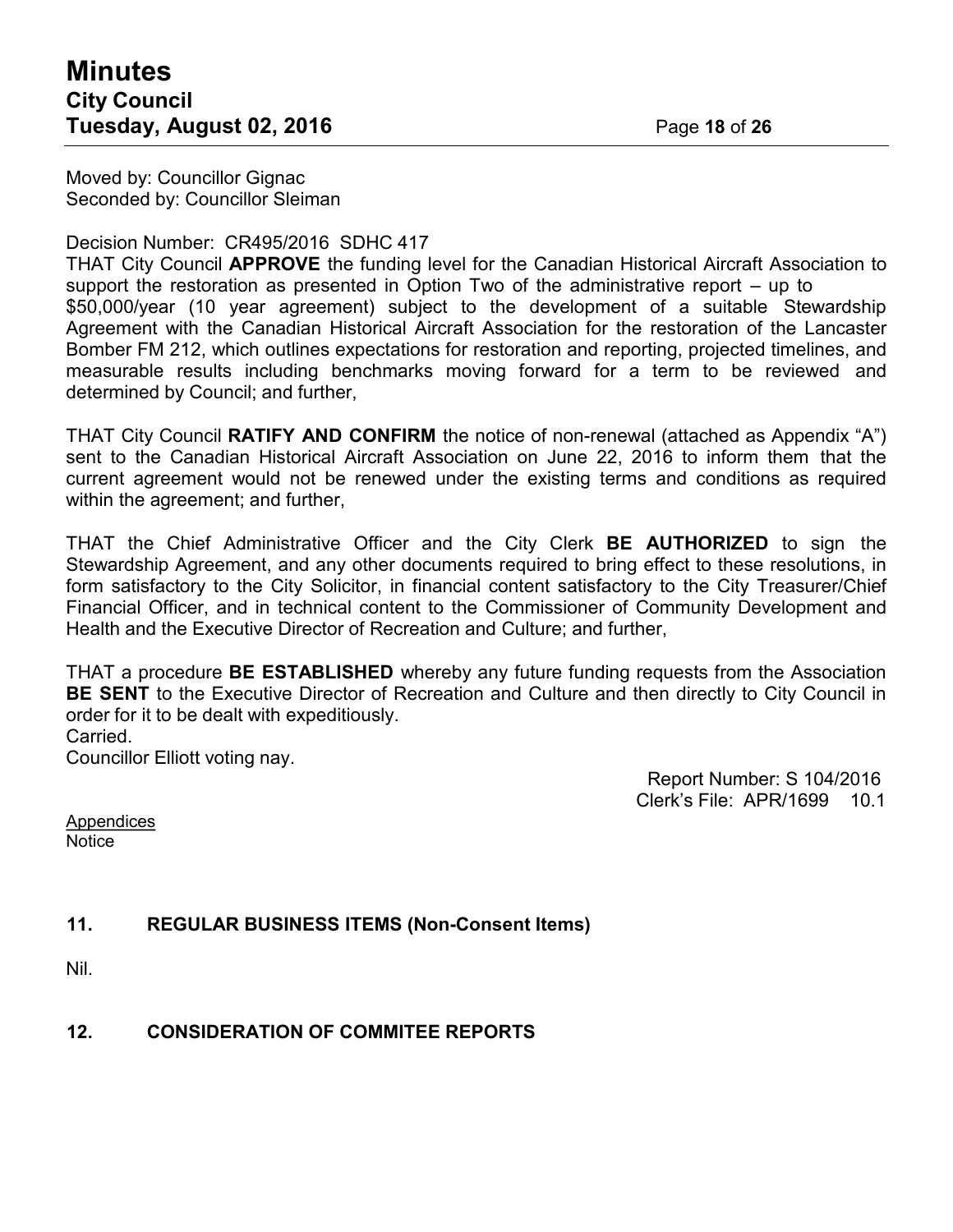Moved by: Councillor Gignac
Seconded by: Councillor Sleiman

Decision Number: CR495/2016 SDHC 417
THAT City Council **APPROVE** the funding level for the Canadian Historical Aircraft Association to support the restoration as presented in Option Two of the administrative report – up to $50,000/year (10 year agreement) subject to the development of a suitable Stewardship Agreement with the Canadian Historical Aircraft Association for the restoration of the Lancaster Bomber FM 212, which outlines expectations for restoration and reporting, projected timelines, and measurable results including benchmarks moving forward for a term to be reviewed and determined by Council; and further,

THAT City Council **RATIFY AND CONFIRM** the notice of non-renewal (attached as Appendix "A") sent to the Canadian Historical Aircraft Association on June 22, 2016 to inform them that the current agreement would not be renewed under the existing terms and conditions as required within the agreement; and further,

THAT the Chief Administrative Officer and the City Clerk **BE AUTHORIZED** to sign the Stewardship Agreement, and any other documents required to bring effect to these resolutions, in form satisfactory to the City Solicitor, in financial content satisfactory to the City Treasurer/Chief Financial Officer, and in technical content to the Commissioner of Community Development and Health and the Executive Director of Recreation and Culture; and further,

THAT a procedure **BE ESTABLISHED** whereby any future funding requests from the Association **BE SENT** to the Executive Director of Recreation and Culture and then directly to City Council in order for it to be dealt with expeditiously.
Carried.
Councillor Elliott voting nay.

Report Number: S 104/2016
Clerk's File: APR/1699 10.1

Appendices
Notice

## 11. REGULAR BUSINESS ITEMS (Non-Consent Items)

Nil.

## 12. CONSIDERATION OF COMMITEE REPORTS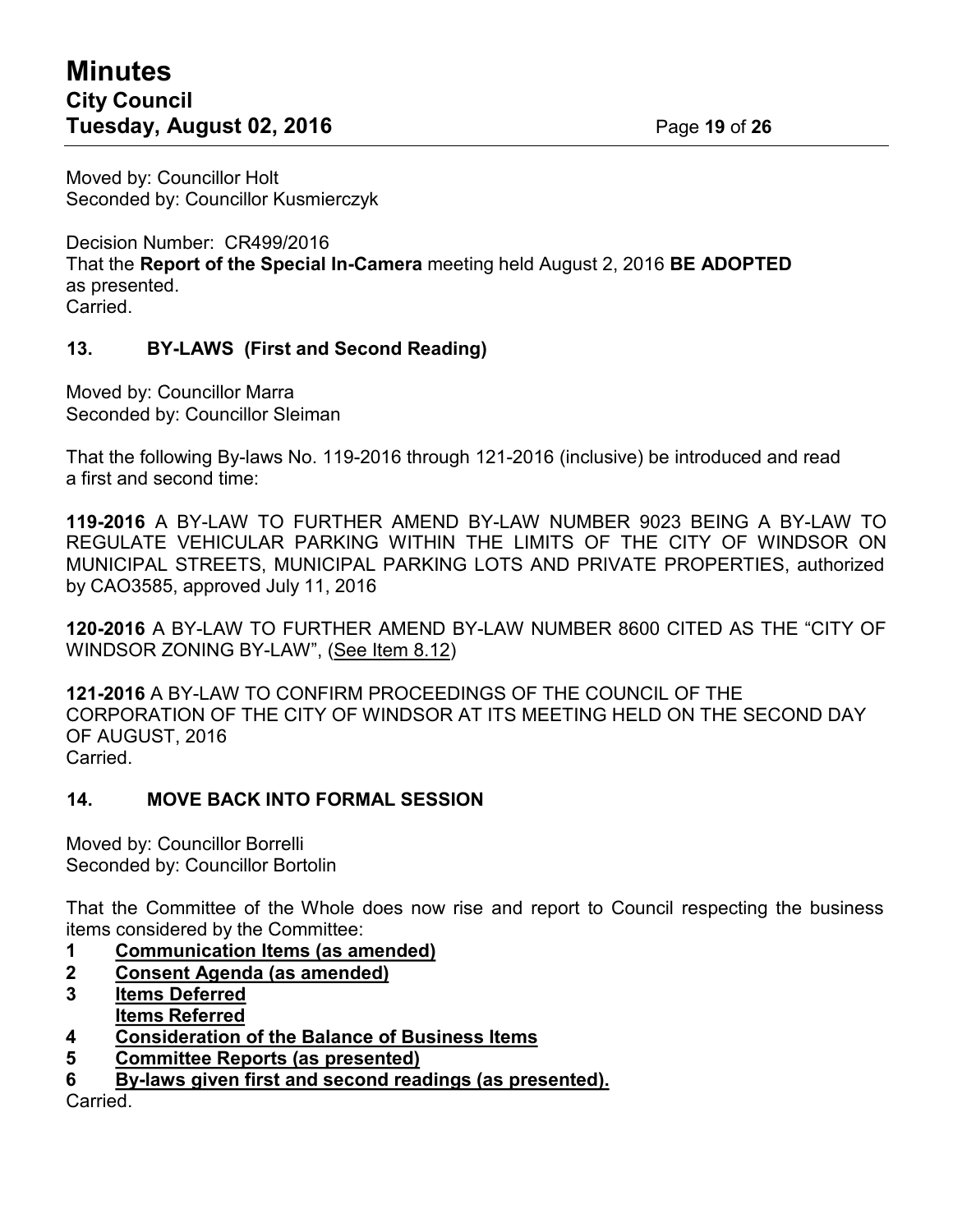Moved by: Councillor Holt
Seconded by: Councillor Kusmierczyk

Decision Number: CR499/2016
That the **Report of the Special In-Camera** meeting held August 2, 2016 **BE ADOPTED** as presented.
Carried.

## 13. BY-LAWS (First and Second Reading)

Moved by: Councillor Marra
Seconded by: Councillor Sleiman

That the following By-laws No. 119-2016 through 121-2016 (inclusive) be introduced and read a first and second time:

**119-2016** A BY-LAW TO FURTHER AMEND BY-LAW NUMBER 9023 BEING A BY-LAW TO REGULATE VEHICULAR PARKING WITHIN THE LIMITS OF THE CITY OF WINDSOR ON MUNICIPAL STREETS, MUNICIPAL PARKING LOTS AND PRIVATE PROPERTIES, authorized by CAO3585, approved July 11, 2016

**120-2016** A BY-LAW TO FURTHER AMEND BY-LAW NUMBER 8600 CITED AS THE "CITY OF WINDSOR ZONING BY-LAW", (See Item 8.12)

**121-2016** A BY-LAW TO CONFIRM PROCEEDINGS OF THE COUNCIL OF THE CORPORATION OF THE CITY OF WINDSOR AT ITS MEETING HELD ON THE SECOND DAY OF AUGUST, 2016
Carried.

## 14. MOVE BACK INTO FORMAL SESSION

Moved by: Councillor Borrelli
Seconded by: Councillor Bortolin

That the Committee of the Whole does now rise and report to Council respecting the business items considered by the Committee:

1 **Communication Items (as amended)**
2 **Consent Agenda (as amended)**
3 **Items Deferred**
**Items Referred**
4 **Consideration of the Balance of Business Items**
5 **Committee Reports (as presented)**
6 **By-laws given first and second readings (as presented).**

Carried.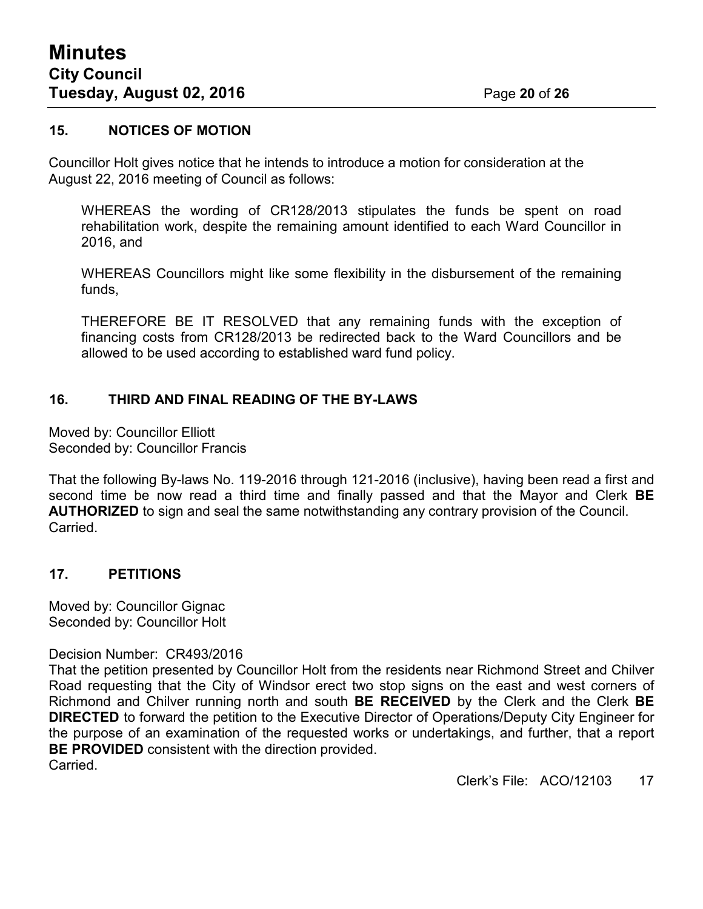## 15. NOTICES OF MOTION

Councillor Holt gives notice that he intends to introduce a motion for consideration at the August 22, 2016 meeting of Council as follows:

> WHEREAS the wording of CR128/2013 stipulates the funds be spent on road rehabilitation work, despite the remaining amount identified to each Ward Councillor in 2016, and
>
> WHEREAS Councillors might like some flexibility in the disbursement of the remaining funds,
>
> THEREFORE BE IT RESOLVED that any remaining funds with the exception of financing costs from CR128/2013 be redirected back to the Ward Councillors and be allowed to be used according to established ward fund policy.

## 16. THIRD AND FINAL READING OF THE BY-LAWS

Moved by: Councillor Elliott
Seconded by: Councillor Francis

That the following By-laws No. 119-2016 through 121-2016 (inclusive), having been read a first and second time be now read a third time and finally passed and that the Mayor and Clerk **BE AUTHORIZED** to sign and seal the same notwithstanding any contrary provision of the Council.
Carried.

## 17. PETITIONS

Moved by: Councillor Gignac
Seconded by: Councillor Holt

Decision Number: CR493/2016
That the petition presented by Councillor Holt from the residents near Richmond Street and Chilver Road requesting that the City of Windsor erect two stop signs on the east and west corners of Richmond and Chilver running north and south **BE RECEIVED** by the Clerk and the Clerk **BE DIRECTED** to forward the petition to the Executive Director of Operations/Deputy City Engineer for the purpose of an examination of the requested works or undertakings, and further, that a report **BE PROVIDED** consistent with the direction provided.
Carried.

Clerk's File: ACO/12103 17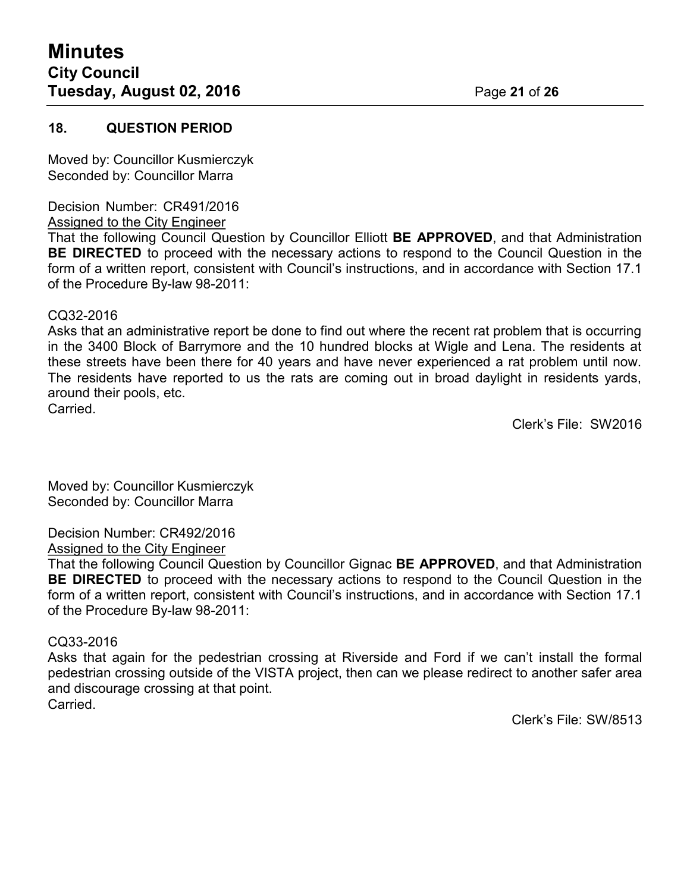## 18. QUESTION PERIOD

Moved by: Councillor Kusmierczyk
Seconded by: Councillor Marra

Decision Number: CR491/2016
Assigned to the City Engineer
That the following Council Question by Councillor Elliott **BE APPROVED**, and that Administration **BE DIRECTED** to proceed with the necessary actions to respond to the Council Question in the form of a written report, consistent with Council's instructions, and in accordance with Section 17.1 of the Procedure By-law 98-2011:

CQ32-2016
Asks that an administrative report be done to find out where the recent rat problem that is occurring in the 3400 Block of Barrymore and the 10 hundred blocks at Wigle and Lena. The residents at these streets have been there for 40 years and have never experienced a rat problem until now. The residents have reported to us the rats are coming out in broad daylight in residents yards, around their pools, etc.
Carried.

Clerk's File: SW2016

Moved by: Councillor Kusmierczyk
Seconded by: Councillor Marra

Decision Number: CR492/2016
Assigned to the City Engineer
That the following Council Question by Councillor Gignac **BE APPROVED**, and that Administration **BE DIRECTED** to proceed with the necessary actions to respond to the Council Question in the form of a written report, consistent with Council's instructions, and in accordance with Section 17.1 of the Procedure By-law 98-2011:

CQ33-2016
Asks that again for the pedestrian crossing at Riverside and Ford if we can't install the formal pedestrian crossing outside of the VISTA project, then can we please redirect to another safer area and discourage crossing at that point.
Carried.

Clerk's File: SW/8513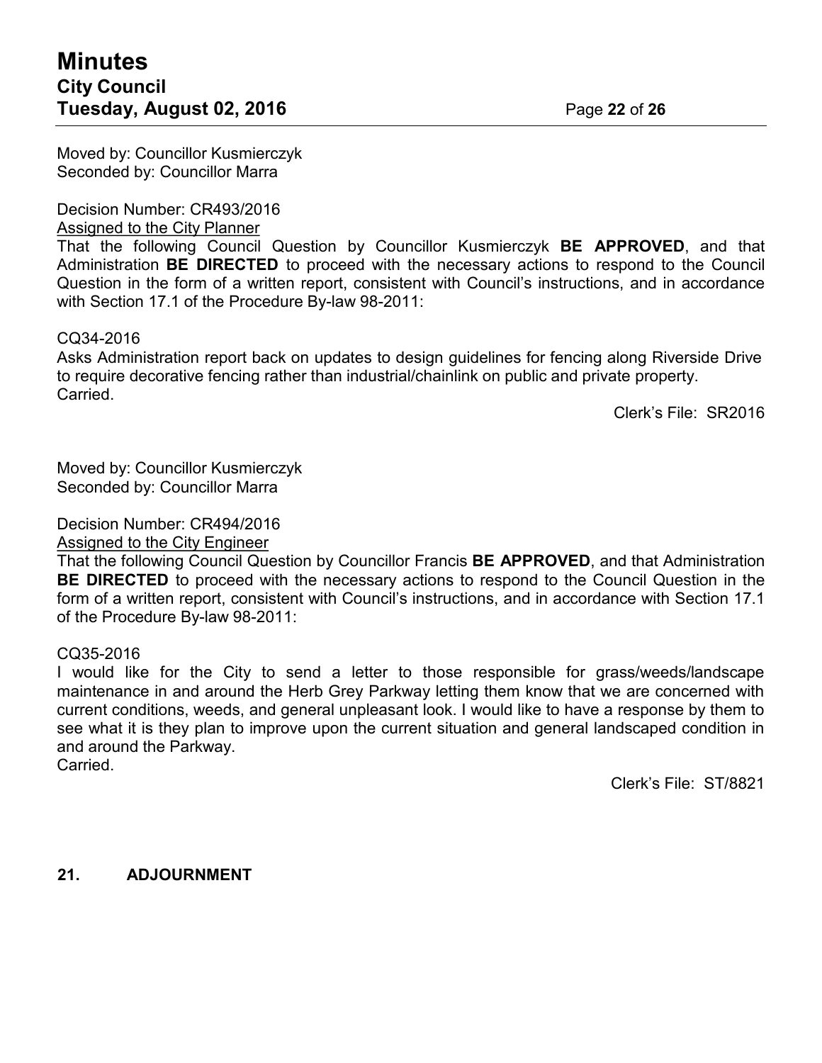Moved by: Councillor Kusmierczyk
Seconded by: Councillor Marra

Decision Number: CR493/2016
Assigned to the City Planner
That the following Council Question by Councillor Kusmierczyk **BE APPROVED**, and that Administration **BE DIRECTED** to proceed with the necessary actions to respond to the Council Question in the form of a written report, consistent with Council's instructions, and in accordance with Section 17.1 of the Procedure By-law 98-2011:

CQ34-2016
Asks Administration report back on updates to design guidelines for fencing along Riverside Drive to require decorative fencing rather than industrial/chainlink on public and private property.
Carried.

Clerk's File: SR2016

Moved by: Councillor Kusmierczyk
Seconded by: Councillor Marra

Decision Number: CR494/2016
Assigned to the City Engineer
That the following Council Question by Councillor Francis **BE APPROVED**, and that Administration **BE DIRECTED** to proceed with the necessary actions to respond to the Council Question in the form of a written report, consistent with Council's instructions, and in accordance with Section 17.1 of the Procedure By-law 98-2011:

CQ35-2016
I would like for the City to send a letter to those responsible for grass/weeds/landscape maintenance in and around the Herb Grey Parkway letting them know that we are concerned with current conditions, weeds, and general unpleasant look. I would like to have a response by them to see what it is they plan to improve upon the current situation and general landscaped condition in and around the Parkway.
Carried.

Clerk's File: ST/8821

## 21. ADJOURNMENT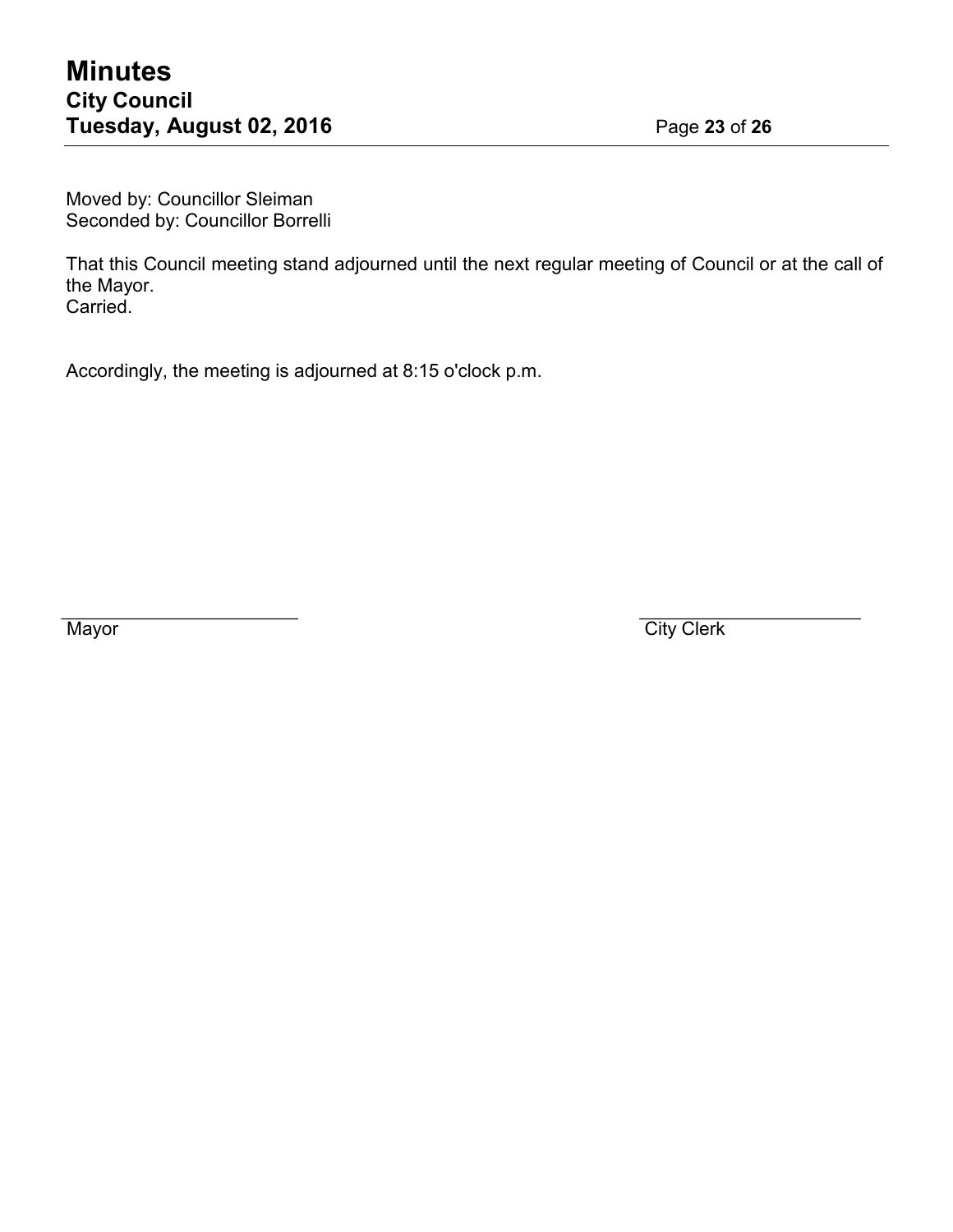Moved by: Councillor Sleiman
Seconded by: Councillor Borrelli

That this Council meeting stand adjourned until the next regular meeting of Council or at the call of the Mayor.
Carried.

Accordingly, the meeting is adjourned at 8:15 o'clock p.m.

| ______________________ | ______________________ |
|---|---|
| Mayor | City Clerk |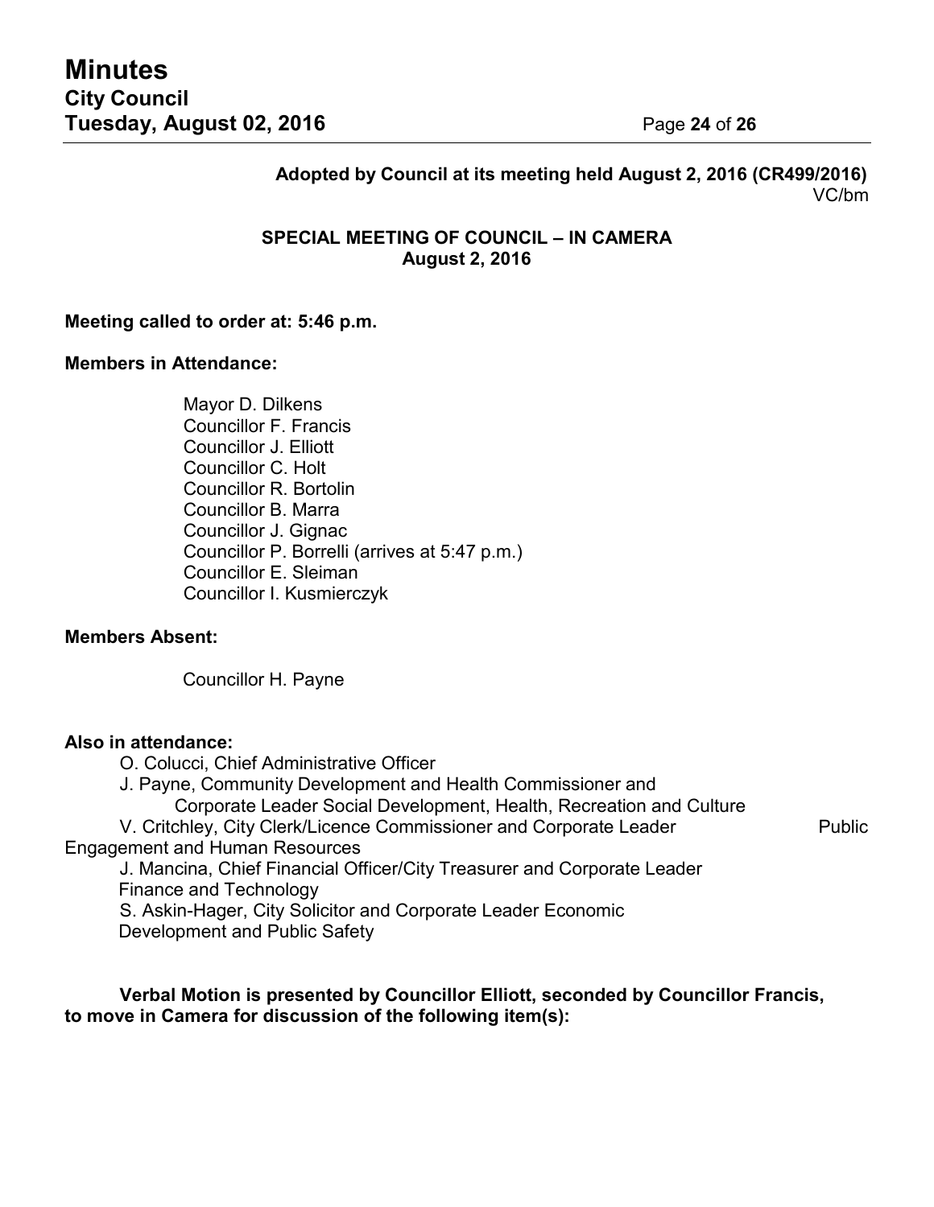**Adopted by Council at its meeting held August 2, 2016 (CR499/2016)**
VC/bm

**SPECIAL MEETING OF COUNCIL – IN CAMERA**
**August 2, 2016**

**Meeting called to order at: 5:46 p.m.**

**Members in Attendance:**

Mayor D. Dilkens
Councillor F. Francis
Councillor J. Elliott
Councillor C. Holt
Councillor R. Bortolin
Councillor B. Marra
Councillor J. Gignac
Councillor P. Borrelli (arrives at 5:47 p.m.)
Councillor E. Sleiman
Councillor I. Kusmierczyk

**Members Absent:**

Councillor H. Payne

**Also in attendance:**

O. Colucci, Chief Administrative Officer
J. Payne, Community Development and Health Commissioner and Corporate Leader Social Development, Health, Recreation and Culture
V. Critchley, City Clerk/Licence Commissioner and Corporate Leader Public Engagement and Human Resources
J. Mancina, Chief Financial Officer/City Treasurer and Corporate Leader Finance and Technology
S. Askin-Hager, City Solicitor and Corporate Leader Economic Development and Public Safety

**Verbal Motion is presented by Councillor Elliott, seconded by Councillor Francis, to move in Camera for discussion of the following item(s):**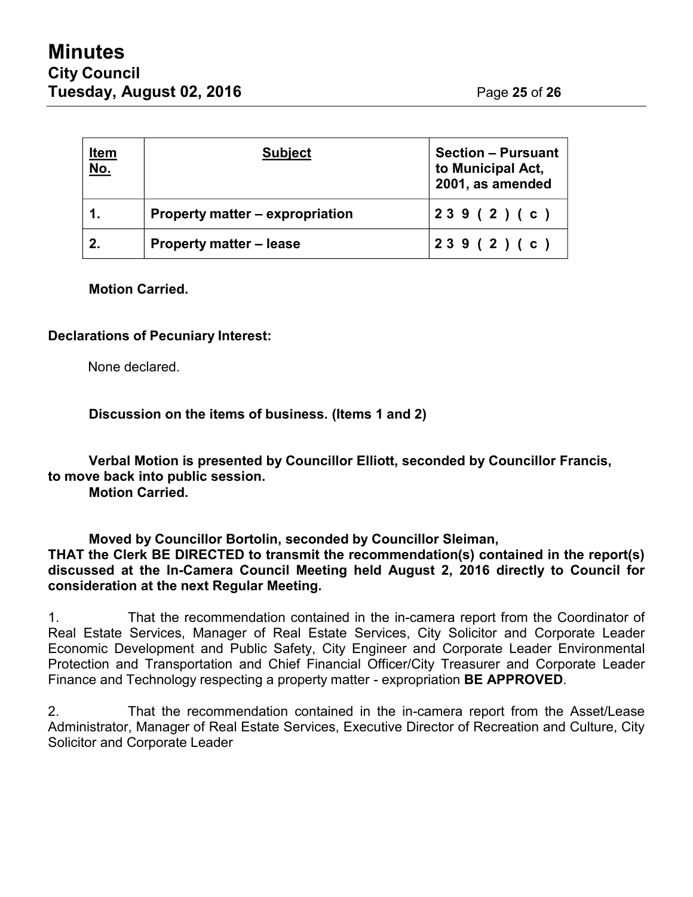| Item No. | Subject | Section – Pursuant to Municipal Act, 2001, as amended |
|---|---|---|
| **1.** | **Property matter – expropriation** | **239 (2) (c)** |
| **2.** | **Property matter – lease** | **239 (2) (c)** |

**Motion Carried.**

**Declarations of Pecuniary Interest:**

None declared.

**Discussion on the items of business. (Items 1 and 2)**

**Verbal Motion is presented by Councillor Elliott, seconded by Councillor Francis, to move back into public session.**
**Motion Carried.**

**Moved by Councillor Bortolin, seconded by Councillor Sleiman,**
**THAT the Clerk BE DIRECTED to transmit the recommendation(s) contained in the report(s) discussed at the In-Camera Council Meeting held August 2, 2016 directly to Council for consideration at the next Regular Meeting.**

1. That the recommendation contained in the in-camera report from the Coordinator of Real Estate Services, Manager of Real Estate Services, City Solicitor and Corporate Leader Economic Development and Public Safety, City Engineer and Corporate Leader Environmental Protection and Transportation and Chief Financial Officer/City Treasurer and Corporate Leader Finance and Technology respecting a property matter - expropriation **BE APPROVED**.

2. That the recommendation contained in the in-camera report from the Asset/Lease Administrator, Manager of Real Estate Services, Executive Director of Recreation and Culture, City Solicitor and Corporate Leader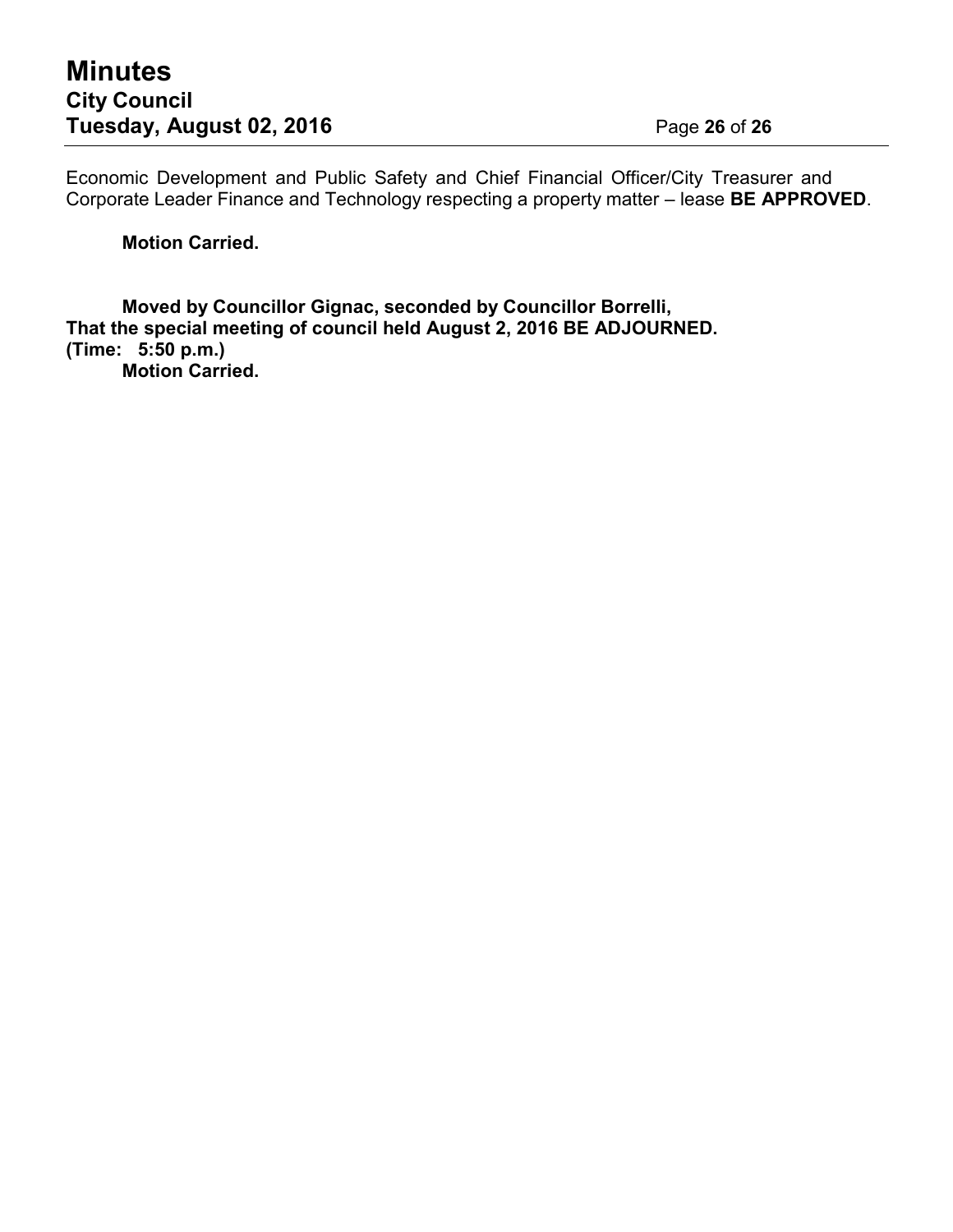Economic Development and Public Safety and Chief Financial Officer/City Treasurer and Corporate Leader Finance and Technology respecting a property matter – lease **BE APPROVED**.

**Motion Carried.**

**Moved by Councillor Gignac, seconded by Councillor Borrelli,**
**That the special meeting of council held August 2, 2016 BE ADJOURNED.**
**(Time: 5:50 p.m.)**
**Motion Carried.**